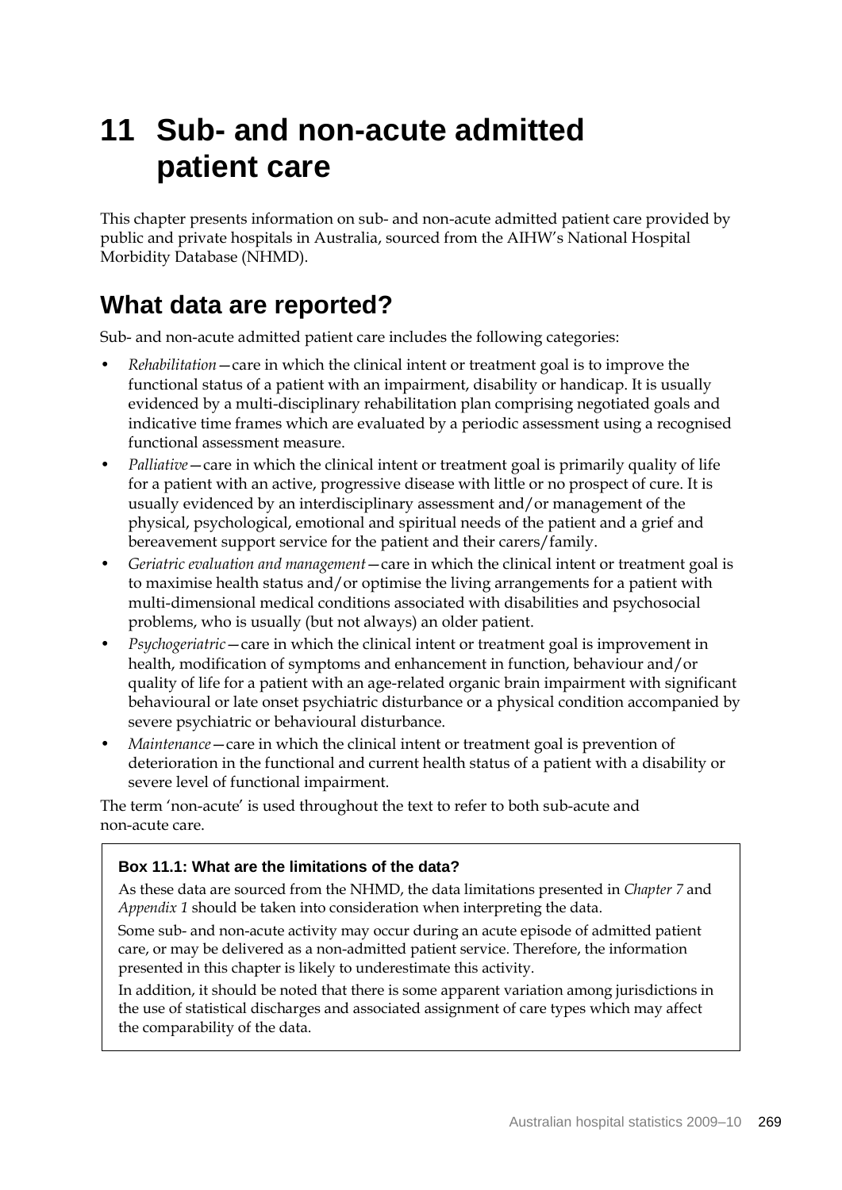# 11 Sub- and non-acute admitted patient care

This chapter presents information on sub- and non-acute admitted patient care provided by public and private hospitals in Australia, sourced from the AIHW's National Hospital Morbidity Database (NHMD).

## What data are reported?

Sub- and non-acute admitted patient care includes the following categories:

- *Rehabilitation*—care in which the clinical intent or treatment goal is to improve the functional status of a patient with an impairment, disability or handicap. It is usually evidenced by a multi-disciplinary rehabilitation plan comprising negotiated goals and indicative time frames which are evaluated by a periodic assessment using a recognised functional assessment measure.
- *Palliative*—care in which the clinical intent or treatment goal is primarily quality of life for a patient with an active, progressive disease with little or no prospect of cure. It is usually evidenced by an interdisciplinary assessment and/or management of the physical, psychological, emotional and spiritual needs of the patient and a grief and bereavement support service for the patient and their carers/family.
- *Geriatric evaluation and management*—care in which the clinical intent or treatment goal is to maximise health status and/or optimise the living arrangements for a patient with multi-dimensional medical conditions associated with disabilities and psychosocial problems, who is usually (but not always) an older patient.
- *Psychogeriatric*—care in which the clinical intent or treatment goal is improvement in health, modification of symptoms and enhancement in function, behaviour and/or quality of life for a patient with an age-related organic brain impairment with significant behavioural or late onset psychiatric disturbance or a physical condition accompanied by severe psychiatric or behavioural disturbance.
- *Maintenance*—care in which the clinical intent or treatment goal is prevention of deterioration in the functional and current health status of a patient with a disability or severe level of functional impairment.

The term 'non-acute' is used throughout the text to refer to both sub-acute and non-acute care.

**Box 11.1: What are the limitations of the data?**

As these data are sourced from the NHMD, the data limitations presented in *Chapter 7* and *Appendix 1* should be taken into consideration when interpreting the data.

Some sub- and non-acute activity may occur during an acute episode of admitted patient care, or may be delivered as a non-admitted patient service. Therefore, the information presented in this chapter is likely to underestimate this activity.

In addition, it should be noted that there is some apparent variation among jurisdictions in the use of statistical discharges and associated assignment of care types which may affect the comparability of the data.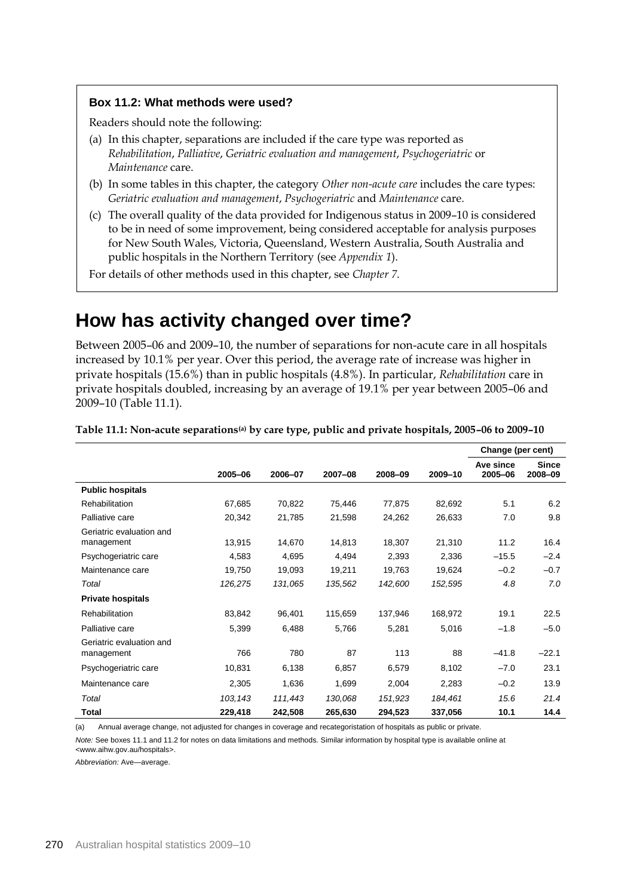**Box 11.2: What methods were used?**

Readers should note the following:

(a) In this chapter, separations are included if the care type was reported as *Rehabilitation*, *Palliative*, *Geriatric evaluation and management*, *Psychogeriatric* or *Maintenance* care.

(b) In some tables in this chapter, the category *Other non-acute care* includes the care types: *Geriatric evaluation and management*, *Psychogeriatric* and *Maintenance* care.

(c) The overall quality of the data provided for Indigenous status in 2009–10 is considered to be in need of some improvement, being considered acceptable for analysis purposes for New South Wales, Victoria, Queensland, Western Australia, South Australia and public hospitals in the Northern Territory (see *Appendix 1*).

For details of other methods used in this chapter, see *Chapter 7*.

# How has activity changed over time?

Between 2005–06 and 2009–10, the number of separations for non-acute care in all hospitals increased by 10.1% per year. Over this period, the average rate of increase was higher in private hospitals (15.6%) than in public hospitals (4.8%). In particular, *Rehabilitation* care in private hospitals doubled, increasing by an average of 19.1% per year between 2005–06 and 2009–10 (Table 11.1).

**Table 11.1: Non-acute separations[(a)] by care type, public and private hospitals, 2005–06 to 2009–10**

| | | | | | | Change (per cent) | |
|---|---|---|---|---|---|---|---|
| | 2005–06 | 2006–07 | 2007–08 | 2008–09 | 2009–10 | Ave since 2005–06 | Since 2008–09 |
| **Public hospitals** | | | | | | | |
| Rehabilitation | 67,685 | 70,822 | 75,446 | 77,875 | 82,692 | 5.1 | 6.2 |
| Palliative care | 20,342 | 21,785 | 21,598 | 24,262 | 26,633 | 7.0 | 9.8 |
| Geriatric evaluation and management | 13,915 | 14,670 | 14,813 | 18,307 | 21,310 | 11.2 | 16.4 |
| Psychogeriatric care | 4,583 | 4,695 | 4,494 | 2,393 | 2,336 | –15.5 | –2.4 |
| Maintenance care | 19,750 | 19,093 | 19,211 | 19,763 | 19,624 | –0.2 | –0.7 |
| *Total* | *126,275* | *131,065* | *135,562* | *142,600* | *152,595* | *4.8* | *7.0* |
| **Private hospitals** | | | | | | | |
| Rehabilitation | 83,842 | 96,401 | 115,659 | 137,946 | 168,972 | 19.1 | 22.5 |
| Palliative care | 5,399 | 6,488 | 5,766 | 5,281 | 5,016 | –1.8 | –5.0 |
| Geriatric evaluation and management | 766 | 780 | 87 | 113 | 88 | –41.8 | –22.1 |
| Psychogeriatric care | 10,831 | 6,138 | 6,857 | 6,579 | 8,102 | –7.0 | 23.1 |
| Maintenance care | 2,305 | 1,636 | 1,699 | 2,004 | 2,283 | –0.2 | 13.9 |
| *Total* | *103,143* | *111,443* | *130,068* | *151,923* | *184,461* | *15.6* | *21.4* |
| **Total** | **229,418** | **242,508** | **265,630** | **294,523** | **337,056** | **10.1** | **14.4** |

(a) Annual average change, not adjusted for changes in coverage and recategoristation of hospitals as public or private.

*Note:* See boxes 11.1 and 11.2 for notes on data limitations and methods. Similar information by hospital type is available online at <www.aihw.gov.au/hospitals>.

*Abbreviation:* Ave—average.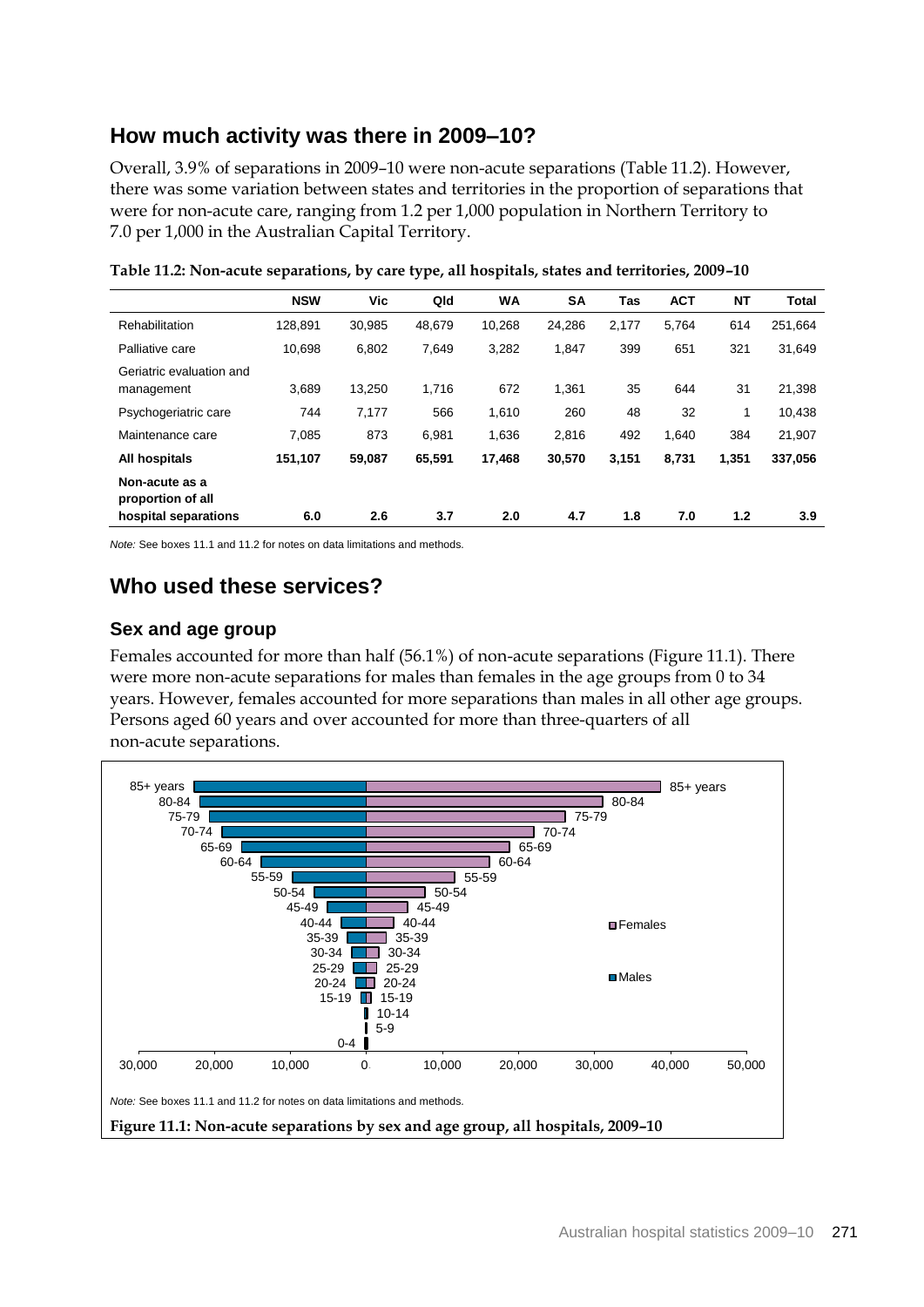## How much activity was there in 2009–10?

Overall, 3.9% of separations in 2009–10 were non-acute separations (Table 11.2). However, there was some variation between states and territories in the proportion of separations that were for non-acute care, ranging from 1.2 per 1,000 population in Northern Territory to 7.0 per 1,000 in the Australian Capital Territory.

**Table 11.2: Non-acute separations, by care type, all hospitals, states and territories, 2009–10**

| | NSW | Vic | Qld | WA | SA | Tas | ACT | NT | Total |
|---|---|---|---|---|---|---|---|---|---|
| Rehabilitation | 128,891 | 30,985 | 48,679 | 10,268 | 24,286 | 2,177 | 5,764 | 614 | 251,664 |
| Palliative care | 10,698 | 6,802 | 7,649 | 3,282 | 1,847 | 399 | 651 | 321 | 31,649 |
| Geriatric evaluation and management | 3,689 | 13,250 | 1,716 | 672 | 1,361 | 35 | 644 | 31 | 21,398 |
| Psychogeriatric care | 744 | 7,177 | 566 | 1,610 | 260 | 48 | 32 | 1 | 10,438 |
| Maintenance care | 7,085 | 873 | 6,981 | 1,636 | 2,816 | 492 | 1,640 | 384 | 21,907 |
| **All hospitals** | **151,107** | **59,087** | **65,591** | **17,468** | **30,570** | **3,151** | **8,731** | **1,351** | **337,056** |
| **Non-acute as a proportion of all hospital separations** | **6.0** | **2.6** | **3.7** | **2.0** | **4.7** | **1.8** | **7.0** | **1.2** | **3.9** |

*Note:* See boxes 11.1 and 11.2 for notes on data limitations and methods.

## Who used these services?

### Sex and age group

Females accounted for more than half (56.1%) of non-acute separations (Figure 11.1). There were more non-acute separations for males than females in the age groups from 0 to 34 years. However, females accounted for more separations than males in all other age groups. Persons aged 60 years and over accounted for more than three-quarters of all non-acute separations.

*Note:* See boxes 11.1 and 11.2 for notes on data limitations and methods.

**Figure 11.1: Non-acute separations by sex and age group, all hospitals, 2009–10**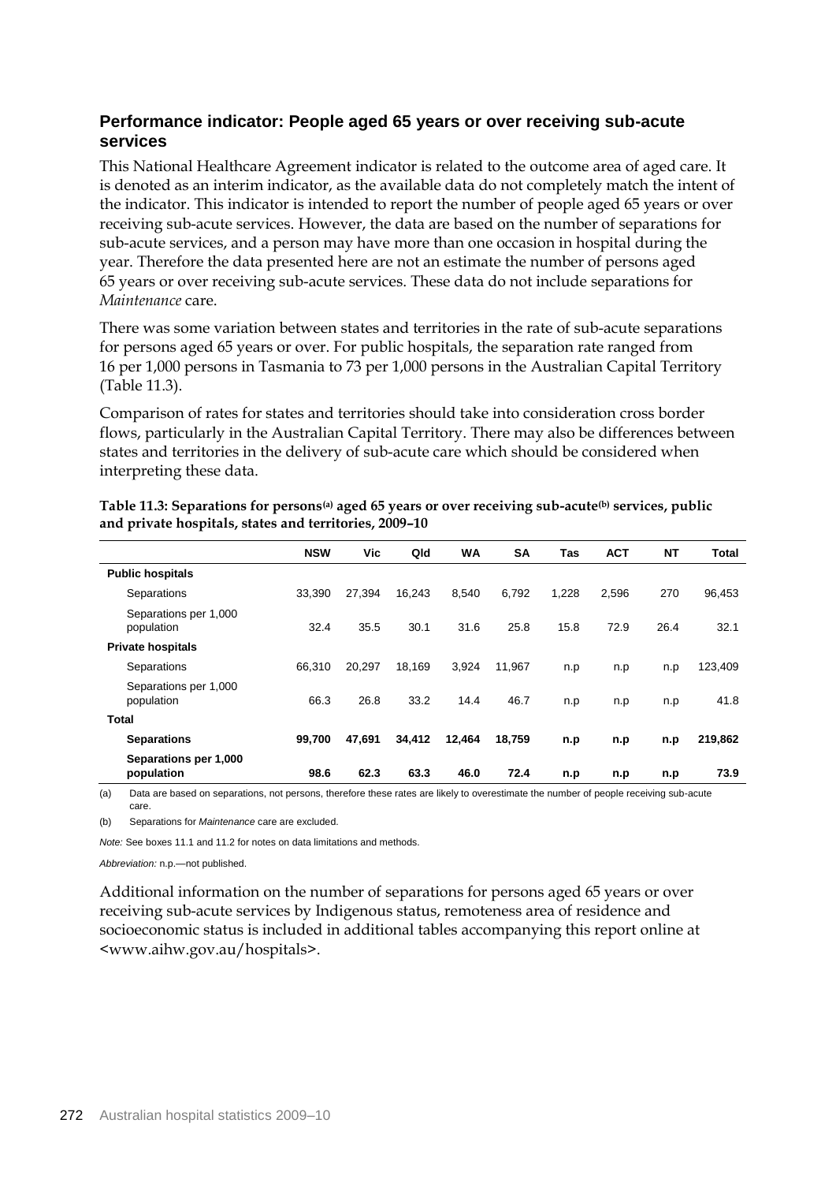### Performance indicator: People aged 65 years or over receiving sub-acute services

This National Healthcare Agreement indicator is related to the outcome area of aged care. It is denoted as an interim indicator, as the available data do not completely match the intent of the indicator. This indicator is intended to report the number of people aged 65 years or over receiving sub-acute services. However, the data are based on the number of separations for sub-acute services, and a person may have more than one occasion in hospital during the year. Therefore the data presented here are not an estimate the number of persons aged 65 years or over receiving sub-acute services. These data do not include separations for *Maintenance* care.

There was some variation between states and territories in the rate of sub-acute separations for persons aged 65 years or over. For public hospitals, the separation rate ranged from 16 per 1,000 persons in Tasmania to 73 per 1,000 persons in the Australian Capital Territory (Table 11.3).

Comparison of rates for states and territories should take into consideration cross border flows, particularly in the Australian Capital Territory. There may also be differences between states and territories in the delivery of sub-acute care which should be considered when interpreting these data.

**Table 11.3: Separations for persons[(a)] aged 65 years or over receiving sub-acute[(b)] services, public and private hospitals, states and territories, 2009–10**

| | NSW | Vic | Qld | WA | SA | Tas | ACT | NT | Total |
|---|---|---|---|---|---|---|---|---|---|
| **Public hospitals** | | | | | | | | | |
| Separations | 33,390 | 27,394 | 16,243 | 8,540 | 6,792 | 1,228 | 2,596 | 270 | 96,453 |
| Separations per 1,000 population | 32.4 | 35.5 | 30.1 | 31.6 | 25.8 | 15.8 | 72.9 | 26.4 | 32.1 |
| **Private hospitals** | | | | | | | | | |
| Separations | 66,310 | 20,297 | 18,169 | 3,924 | 11,967 | n.p | n.p | n.p | 123,409 |
| Separations per 1,000 population | 66.3 | 26.8 | 33.2 | 14.4 | 46.7 | n.p | n.p | n.p | 41.8 |
| **Total** | | | | | | | | | |
| **Separations** | **99,700** | **47,691** | **34,412** | **12,464** | **18,759** | **n.p** | **n.p** | **n.p** | **219,862** |
| **Separations per 1,000 population** | **98.6** | **62.3** | **63.3** | **46.0** | **72.4** | **n.p** | **n.p** | **n.p** | **73.9** |

(a) Data are based on separations, not persons, therefore these rates are likely to overestimate the number of people receiving sub-acute care.

(b) Separations for *Maintenance* care are excluded.

*Note:* See boxes 11.1 and 11.2 for notes on data limitations and methods.

*Abbreviation:* n.p.—not published.

Additional information on the number of separations for persons aged 65 years or over receiving sub-acute services by Indigenous status, remoteness area of residence and socioeconomic status is included in additional tables accompanying this report online at <www.aihw.gov.au/hospitals>.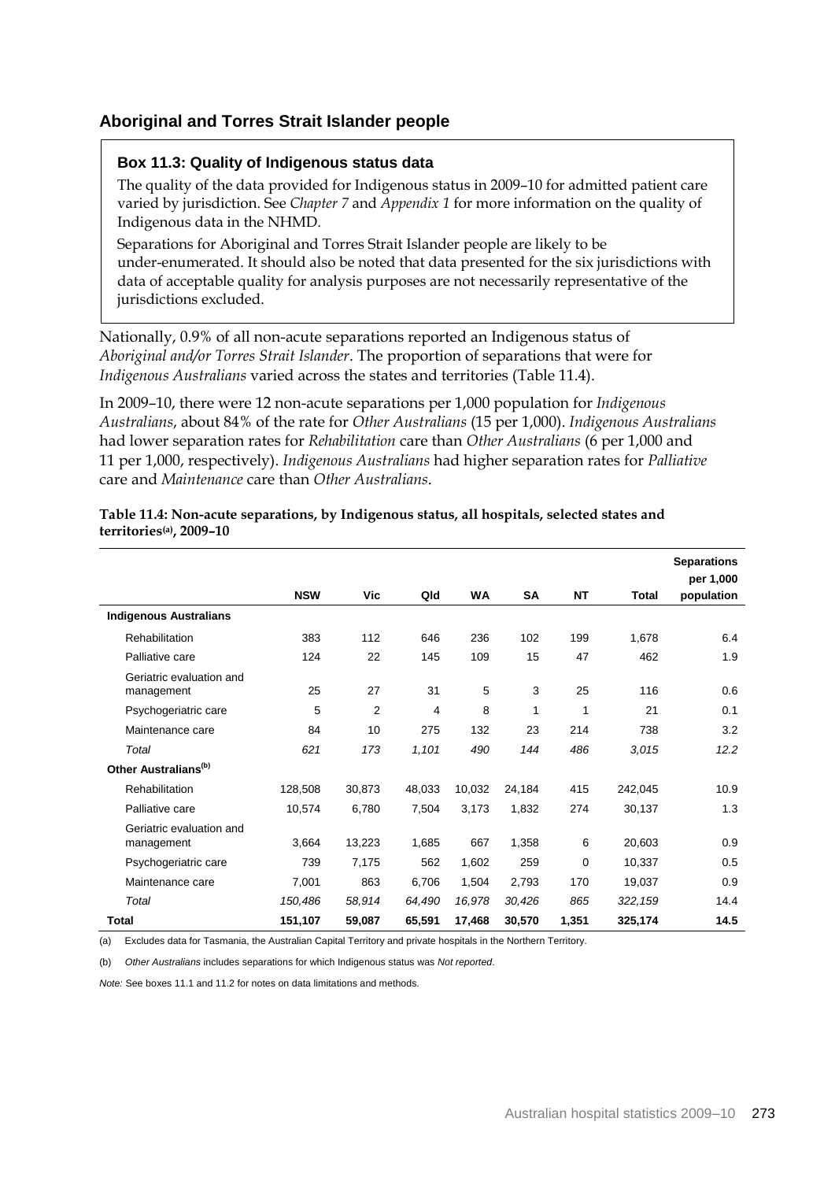## Aboriginal and Torres Strait Islander people

> **Box 11.3: Quality of Indigenous status data**
>
> The quality of the data provided for Indigenous status in 2009–10 for admitted patient care varied by jurisdiction. See *Chapter 7* and *Appendix 1* for more information on the quality of Indigenous data in the NHMD.
>
> Separations for Aboriginal and Torres Strait Islander people are likely to be under-enumerated. It should also be noted that data presented for the six jurisdictions with data of acceptable quality for analysis purposes are not necessarily representative of the jurisdictions excluded.

Nationally, 0.9% of all non-acute separations reported an Indigenous status of *Aboriginal and/or Torres Strait Islander*. The proportion of separations that were for *Indigenous Australians* varied across the states and territories (Table 11.4).

In 2009–10, there were 12 non-acute separations per 1,000 population for *Indigenous Australians*, about 84% of the rate for *Other Australians* (15 per 1,000). *Indigenous Australians* had lower separation rates for *Rehabilitation* care than *Other Australians* (6 per 1,000 and 11 per 1,000, respectively). *Indigenous Australians* had higher separation rates for *Palliative* care and *Maintenance* care than *Other Australians*.

**Table 11.4: Non-acute separations, by Indigenous status, all hospitals, selected states and territories[(a)], 2009–10**

| | NSW | Vic | Qld | WA | SA | NT | Total | Separations per 1,000 population |
|---|---|---|---|---|---|---|---|---|
| **Indigenous Australians** | | | | | | | | |
| Rehabilitation | 383 | 112 | 646 | 236 | 102 | 199 | 1,678 | 6.4 |
| Palliative care | 124 | 22 | 145 | 109 | 15 | 47 | 462 | 1.9 |
| Geriatric evaluation and management | 25 | 27 | 31 | 5 | 3 | 25 | 116 | 0.6 |
| Psychogeriatric care | 5 | 2 | 4 | 8 | 1 | 1 | 21 | 0.1 |
| Maintenance care | 84 | 10 | 275 | 132 | 23 | 214 | 738 | 3.2 |
| *Total* | *621* | *173* | *1,101* | *490* | *144* | *486* | *3,015* | *12.2* |
| **Other Australians[(b)]** | | | | | | | | |
| Rehabilitation | 128,508 | 30,873 | 48,033 | 10,032 | 24,184 | 415 | 242,045 | 10.9 |
| Palliative care | 10,574 | 6,780 | 7,504 | 3,173 | 1,832 | 274 | 30,137 | 1.3 |
| Geriatric evaluation and management | 3,664 | 13,223 | 1,685 | 667 | 1,358 | 6 | 20,603 | 0.9 |
| Psychogeriatric care | 739 | 7,175 | 562 | 1,602 | 259 | 0 | 10,337 | 0.5 |
| Maintenance care | 7,001 | 863 | 6,706 | 1,504 | 2,793 | 170 | 19,037 | 0.9 |
| *Total* | *150,486* | *58,914* | *64,490* | *16,978* | *30,426* | *865* | *322,159* | *14.4* |
| **Total** | **151,107** | **59,087** | **65,591** | **17,468** | **30,570** | **1,351** | **325,174** | **14.5** |

(a) Excludes data for Tasmania, the Australian Capital Territory and private hospitals in the Northern Territory.

(b) *Other Australians* includes separations for which Indigenous status was *Not reported*.

*Note:* See boxes 11.1 and 11.2 for notes on data limitations and methods.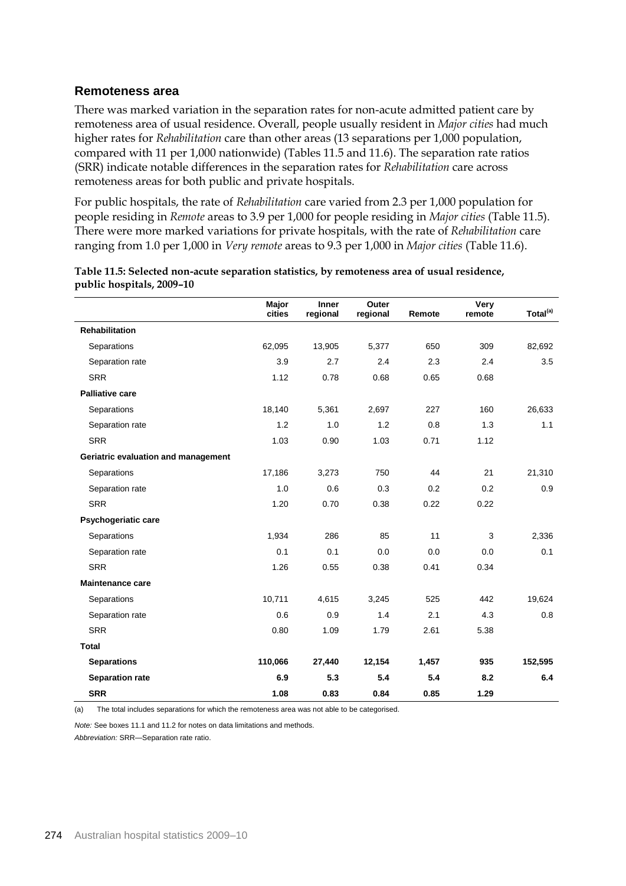## Remoteness area

There was marked variation in the separation rates for non-acute admitted patient care by remoteness area of usual residence. Overall, people usually resident in *Major cities* had much higher rates for *Rehabilitation* care than other areas (13 separations per 1,000 population, compared with 11 per 1,000 nationwide) (Tables 11.5 and 11.6). The separation rate ratios (SRR) indicate notable differences in the separation rates for *Rehabilitation* care across remoteness areas for both public and private hospitals.

For public hospitals, the rate of *Rehabilitation* care varied from 2.3 per 1,000 population for people residing in *Remote* areas to 3.9 per 1,000 for people residing in *Major cities* (Table 11.5). There were more marked variations for private hospitals, with the rate of *Rehabilitation* care ranging from 1.0 per 1,000 in *Very remote* areas to 9.3 per 1,000 in *Major cities* (Table 11.6).

**Table 11.5: Selected non-acute separation statistics, by remoteness area of usual residence, public hospitals, 2009–10**

| | Major cities | Inner regional | Outer regional | Remote | Very remote | Total[(a)] |
|---|---|---|---|---|---|---|
| **Rehabilitation** | | | | | | |
| Separations | 62,095 | 13,905 | 5,377 | 650 | 309 | 82,692 |
| Separation rate | 3.9 | 2.7 | 2.4 | 2.3 | 2.4 | 3.5 |
| SRR | 1.12 | 0.78 | 0.68 | 0.65 | 0.68 | |
| **Palliative care** | | | | | | |
| Separations | 18,140 | 5,361 | 2,697 | 227 | 160 | 26,633 |
| Separation rate | 1.2 | 1.0 | 1.2 | 0.8 | 1.3 | 1.1 |
| SRR | 1.03 | 0.90 | 1.03 | 0.71 | 1.12 | |
| **Geriatric evaluation and management** | | | | | | |
| Separations | 17,186 | 3,273 | 750 | 44 | 21 | 21,310 |
| Separation rate | 1.0 | 0.6 | 0.3 | 0.2 | 0.2 | 0.9 |
| SRR | 1.20 | 0.70 | 0.38 | 0.22 | 0.22 | |
| **Psychogeriatic care** | | | | | | |
| Separations | 1,934 | 286 | 85 | 11 | 3 | 2,336 |
| Separation rate | 0.1 | 0.1 | 0.0 | 0.0 | 0.0 | 0.1 |
| SRR | 1.26 | 0.55 | 0.38 | 0.41 | 0.34 | |
| **Maintenance care** | | | | | | |
| Separations | 10,711 | 4,615 | 3,245 | 525 | 442 | 19,624 |
| Separation rate | 0.6 | 0.9 | 1.4 | 2.1 | 4.3 | 0.8 |
| SRR | 0.80 | 1.09 | 1.79 | 2.61 | 5.38 | |
| **Total** | | | | | | |
| **Separations** | **110,066** | **27,440** | **12,154** | **1,457** | **935** | **152,595** |
| **Separation rate** | **6.9** | **5.3** | **5.4** | **5.4** | **8.2** | **6.4** |
| **SRR** | **1.08** | **0.83** | **0.84** | **0.85** | **1.29** | |

(a) The total includes separations for which the remoteness area was not able to be categorised.

*Note:* See boxes 11.1 and 11.2 for notes on data limitations and methods.

*Abbreviation:* SRR—Separation rate ratio.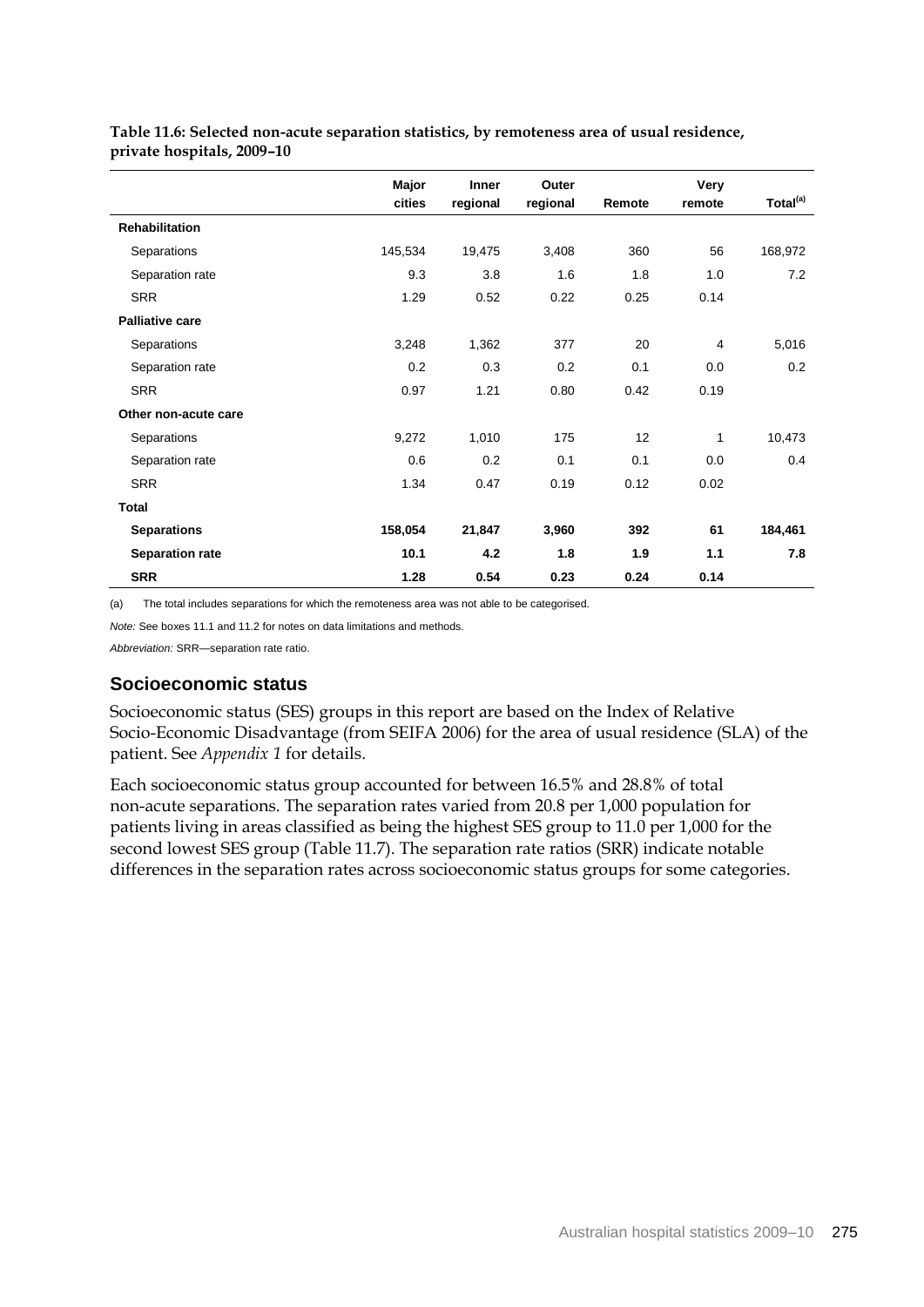**Table 11.6: Selected non-acute separation statistics, by remoteness area of usual residence, private hospitals, 2009–10**

| | Major cities | Inner regional | Outer regional | Remote | Very remote | Total[(a)] |
|---|---|---|---|---|---|---|
| **Rehabilitation** | | | | | | |
| Separations | 145,534 | 19,475 | 3,408 | 360 | 56 | 168,972 |
| Separation rate | 9.3 | 3.8 | 1.6 | 1.8 | 1.0 | 7.2 |
| SRR | 1.29 | 0.52 | 0.22 | 0.25 | 0.14 | |
| **Palliative care** | | | | | | |
| Separations | 3,248 | 1,362 | 377 | 20 | 4 | 5,016 |
| Separation rate | 0.2 | 0.3 | 0.2 | 0.1 | 0.0 | 0.2 |
| SRR | 0.97 | 1.21 | 0.80 | 0.42 | 0.19 | |
| **Other non-acute care** | | | | | | |
| Separations | 9,272 | 1,010 | 175 | 12 | 1 | 10,473 |
| Separation rate | 0.6 | 0.2 | 0.1 | 0.1 | 0.0 | 0.4 |
| SRR | 1.34 | 0.47 | 0.19 | 0.12 | 0.02 | |
| **Total** | | | | | | |
| **Separations** | **158,054** | **21,847** | **3,960** | **392** | **61** | **184,461** |
| **Separation rate** | **10.1** | **4.2** | **1.8** | **1.9** | **1.1** | **7.8** |
| **SRR** | **1.28** | **0.54** | **0.23** | **0.24** | **0.14** | |

(a) The total includes separations for which the remoteness area was not able to be categorised.

*Note:* See boxes 11.1 and 11.2 for notes on data limitations and methods.

*Abbreviation:* SRR—separation rate ratio.

## Socioeconomic status

Socioeconomic status (SES) groups in this report are based on the Index of Relative Socio-Economic Disadvantage (from SEIFA 2006) for the area of usual residence (SLA) of the patient. See *Appendix 1* for details.

Each socioeconomic status group accounted for between 16.5% and 28.8% of total non-acute separations. The separation rates varied from 20.8 per 1,000 population for patients living in areas classified as being the highest SES group to 11.0 per 1,000 for the second lowest SES group (Table 11.7). The separation rate ratios (SRR) indicate notable differences in the separation rates across socioeconomic status groups for some categories.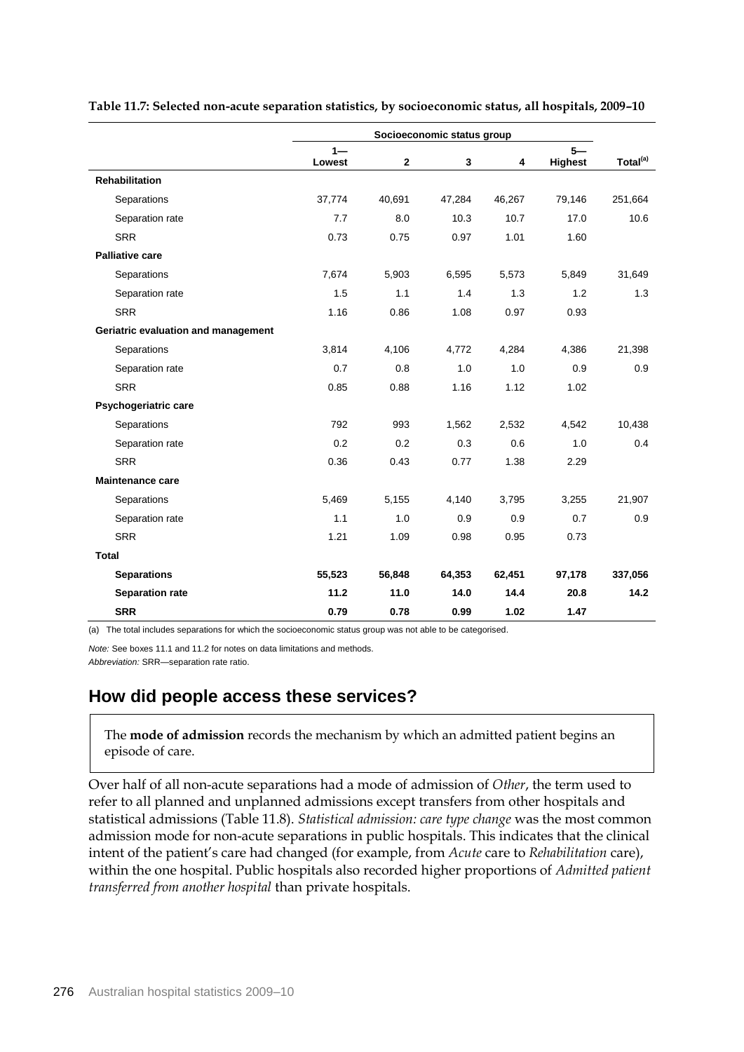**Table 11.7: Selected non-acute separation statistics, by socioeconomic status, all hospitals, 2009–10**

| | Socioeconomic status group | | | | | |
|---|---|---|---|---|---|---|
| | 1—Lowest | 2 | 3 | 4 | 5—Highest | Total[(a)] |
| **Rehabilitation** | | | | | | |
| Separations | 37,774 | 40,691 | 47,284 | 46,267 | 79,146 | 251,664 |
| Separation rate | 7.7 | 8.0 | 10.3 | 10.7 | 17.0 | 10.6 |
| SRR | 0.73 | 0.75 | 0.97 | 1.01 | 1.60 | |
| **Palliative care** | | | | | | |
| Separations | 7,674 | 5,903 | 6,595 | 5,573 | 5,849 | 31,649 |
| Separation rate | 1.5 | 1.1 | 1.4 | 1.3 | 1.2 | 1.3 |
| SRR | 1.16 | 0.86 | 1.08 | 0.97 | 0.93 | |
| **Geriatric evaluation and management** | | | | | | |
| Separations | 3,814 | 4,106 | 4,772 | 4,284 | 4,386 | 21,398 |
| Separation rate | 0.7 | 0.8 | 1.0 | 1.0 | 0.9 | 0.9 |
| SRR | 0.85 | 0.88 | 1.16 | 1.12 | 1.02 | |
| **Psychogeriatric care** | | | | | | |
| Separations | 792 | 993 | 1,562 | 2,532 | 4,542 | 10,438 |
| Separation rate | 0.2 | 0.2 | 0.3 | 0.6 | 1.0 | 0.4 |
| SRR | 0.36 | 0.43 | 0.77 | 1.38 | 2.29 | |
| **Maintenance care** | | | | | | |
| Separations | 5,469 | 5,155 | 4,140 | 3,795 | 3,255 | 21,907 |
| Separation rate | 1.1 | 1.0 | 0.9 | 0.9 | 0.7 | 0.9 |
| SRR | 1.21 | 1.09 | 0.98 | 0.95 | 0.73 | |
| **Total** | | | | | | |
| **Separations** | **55,523** | **56,848** | **64,353** | **62,451** | **97,178** | **337,056** |
| **Separation rate** | **11.2** | **11.0** | **14.0** | **14.4** | **20.8** | **14.2** |
| **SRR** | **0.79** | **0.78** | **0.99** | **1.02** | **1.47** | |

(a) The total includes separations for which the socioeconomic status group was not able to be categorised.

*Note:* See boxes 11.1 and 11.2 for notes on data limitations and methods.

*Abbreviation:* SRR—separation rate ratio.

## How did people access these services?

The **mode of admission** records the mechanism by which an admitted patient begins an episode of care.

Over half of all non-acute separations had a mode of admission of *Other*, the term used to refer to all planned and unplanned admissions except transfers from other hospitals and statistical admissions (Table 11.8). *Statistical admission: care type change* was the most common admission mode for non-acute separations in public hospitals. This indicates that the clinical intent of the patient's care had changed (for example, from *Acute* care to *Rehabilitation* care), within the one hospital. Public hospitals also recorded higher proportions of *Admitted patient transferred from another hospital* than private hospitals.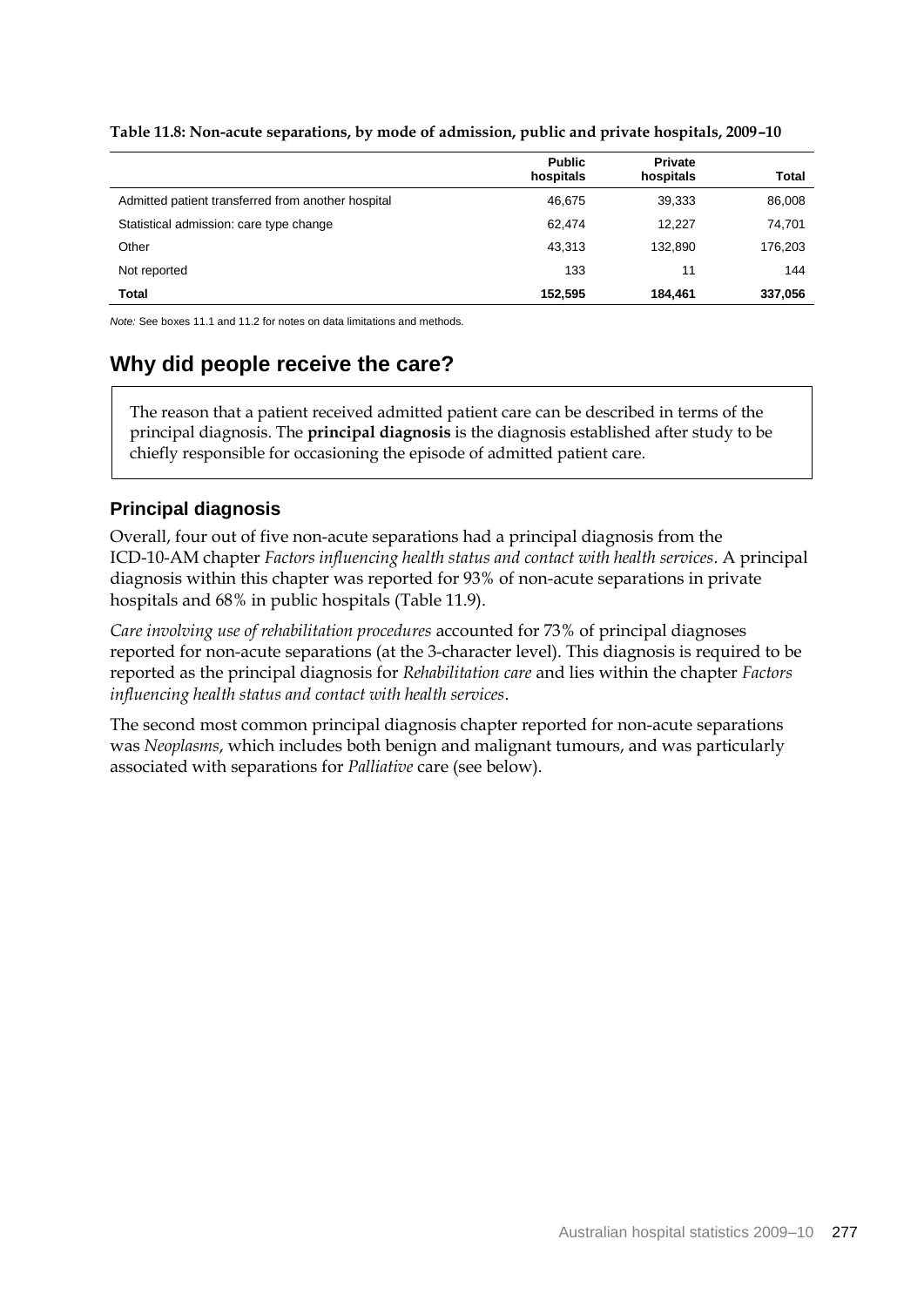**Table 11.8: Non-acute separations, by mode of admission, public and private hospitals, 2009–10**

| | Public hospitals | Private hospitals | Total |
|---|---|---|---|
| Admitted patient transferred from another hospital | 46,675 | 39,333 | 86,008 |
| Statistical admission: care type change | 62,474 | 12,227 | 74,701 |
| Other | 43,313 | 132,890 | 176,203 |
| Not reported | 133 | 11 | 144 |
| **Total** | **152,595** | **184,461** | **337,056** |

*Note:* See boxes 11.1 and 11.2 for notes on data limitations and methods.

## Why did people receive the care?

The reason that a patient received admitted patient care can be described in terms of the principal diagnosis. The **principal diagnosis** is the diagnosis established after study to be chiefly responsible for occasioning the episode of admitted patient care.

### Principal diagnosis

Overall, four out of five non-acute separations had a principal diagnosis from the ICD-10-AM chapter *Factors influencing health status and contact with health services*. A principal diagnosis within this chapter was reported for 93% of non-acute separations in private hospitals and 68% in public hospitals (Table 11.9).

*Care involving use of rehabilitation procedures* accounted for 73% of principal diagnoses reported for non-acute separations (at the 3-character level). This diagnosis is required to be reported as the principal diagnosis for *Rehabilitation care* and lies within the chapter *Factors influencing health status and contact with health services*.

The second most common principal diagnosis chapter reported for non-acute separations was *Neoplasms*, which includes both benign and malignant tumours, and was particularly associated with separations for *Palliative* care (see below).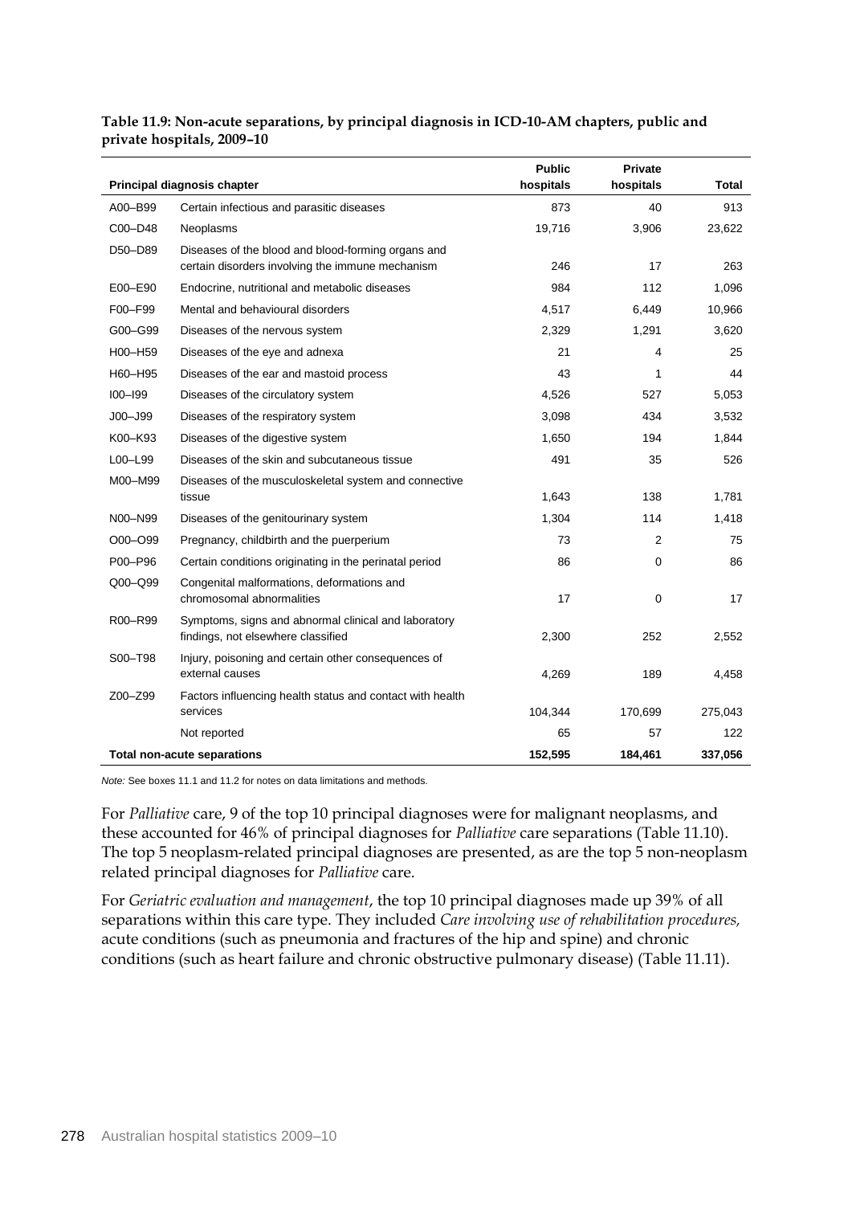**Table 11.9: Non-acute separations, by principal diagnosis in ICD-10-AM chapters, public and private hospitals, 2009–10**

| Principal diagnosis chapter | | Public hospitals | Private hospitals | Total |
|---|---|---|---|---|
| A00–B99 | Certain infectious and parasitic diseases | 873 | 40 | 913 |
| C00–D48 | Neoplasms | 19,716 | 3,906 | 23,622 |
| D50–D89 | Diseases of the blood and blood-forming organs and certain disorders involving the immune mechanism | 246 | 17 | 263 |
| E00–E90 | Endocrine, nutritional and metabolic diseases | 984 | 112 | 1,096 |
| F00–F99 | Mental and behavioural disorders | 4,517 | 6,449 | 10,966 |
| G00–G99 | Diseases of the nervous system | 2,329 | 1,291 | 3,620 |
| H00–H59 | Diseases of the eye and adnexa | 21 | 4 | 25 |
| H60–H95 | Diseases of the ear and mastoid process | 43 | 1 | 44 |
| I00–I99 | Diseases of the circulatory system | 4,526 | 527 | 5,053 |
| J00–J99 | Diseases of the respiratory system | 3,098 | 434 | 3,532 |
| K00–K93 | Diseases of the digestive system | 1,650 | 194 | 1,844 |
| L00–L99 | Diseases of the skin and subcutaneous tissue | 491 | 35 | 526 |
| M00–M99 | Diseases of the musculoskeletal system and connective tissue | 1,643 | 138 | 1,781 |
| N00–N99 | Diseases of the genitourinary system | 1,304 | 114 | 1,418 |
| O00–O99 | Pregnancy, childbirth and the puerperium | 73 | 2 | 75 |
| P00–P96 | Certain conditions originating in the perinatal period | 86 | 0 | 86 |
| Q00–Q99 | Congenital malformations, deformations and chromosomal abnormalities | 17 | 0 | 17 |
| R00–R99 | Symptoms, signs and abnormal clinical and laboratory findings, not elsewhere classified | 2,300 | 252 | 2,552 |
| S00–T98 | Injury, poisoning and certain other consequences of external causes | 4,269 | 189 | 4,458 |
| Z00–Z99 | Factors influencing health status and contact with health services | 104,344 | 170,699 | 275,043 |
| | Not reported | 65 | 57 | 122 |
| **Total non-acute separations** | | **152,595** | **184,461** | **337,056** |

*Note:* See boxes 11.1 and 11.2 for notes on data limitations and methods.

For *Palliative* care, 9 of the top 10 principal diagnoses were for malignant neoplasms, and these accounted for 46% of principal diagnoses for *Palliative* care separations (Table 11.10). The top 5 neoplasm-related principal diagnoses are presented, as are the top 5 non-neoplasm related principal diagnoses for *Palliative* care.

For *Geriatric evaluation and management*, the top 10 principal diagnoses made up 39% of all separations within this care type. They included *Care involving use of rehabilitation procedures,* acute conditions (such as pneumonia and fractures of the hip and spine) and chronic conditions (such as heart failure and chronic obstructive pulmonary disease) (Table 11.11).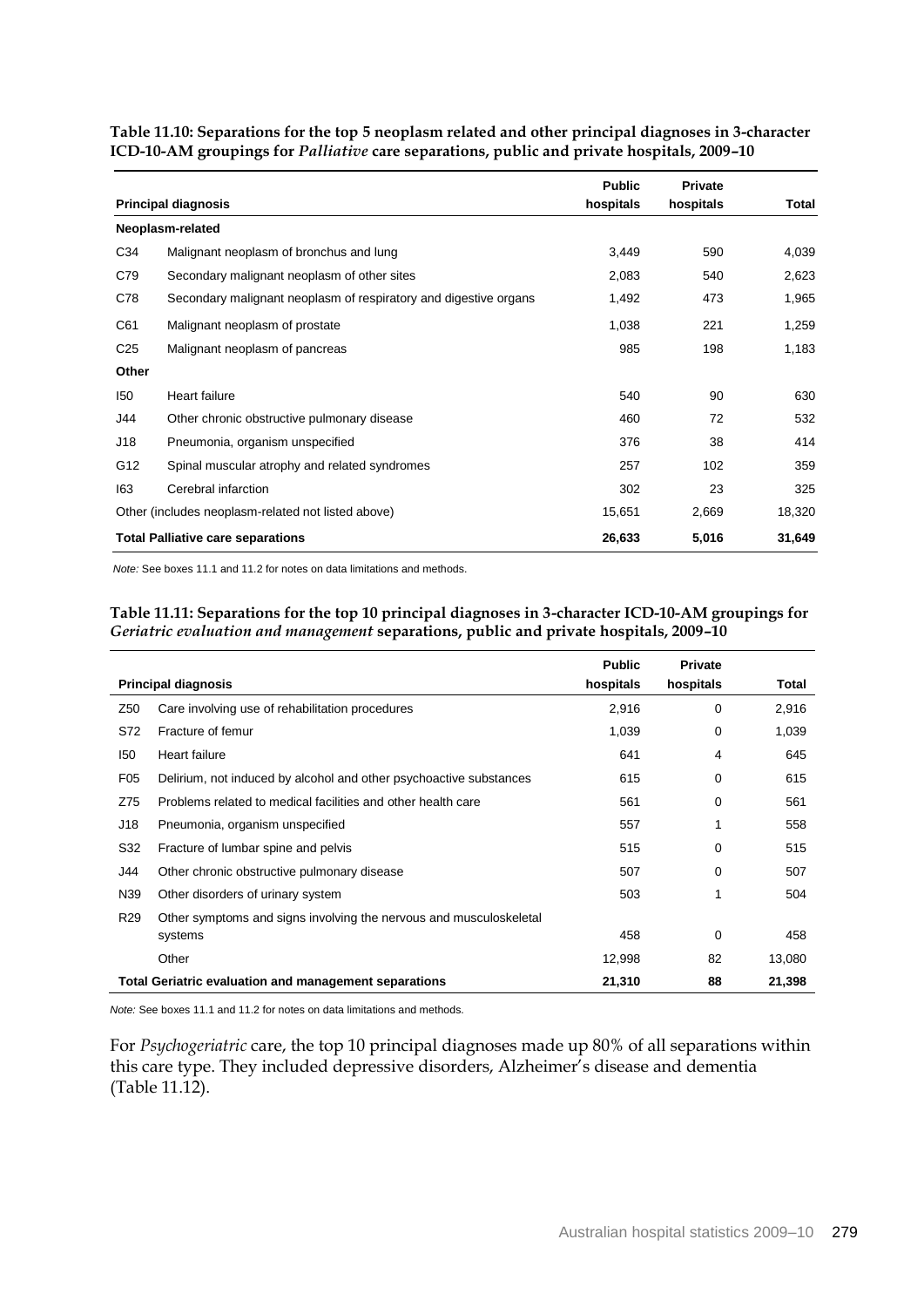**Table 11.10: Separations for the top 5 neoplasm related and other principal diagnoses in 3-character ICD-10-AM groupings for *Palliative* care separations, public and private hospitals, 2009–10**

| Principal diagnosis | | Public hospitals | Private hospitals | Total |
|---|---|---|---|---|
| **Neoplasm-related** | | | | |
| C34 | Malignant neoplasm of bronchus and lung | 3,449 | 590 | 4,039 |
| C79 | Secondary malignant neoplasm of other sites | 2,083 | 540 | 2,623 |
| C78 | Secondary malignant neoplasm of respiratory and digestive organs | 1,492 | 473 | 1,965 |
| C61 | Malignant neoplasm of prostate | 1,038 | 221 | 1,259 |
| C25 | Malignant neoplasm of pancreas | 985 | 198 | 1,183 |
| **Other** | | | | |
| I50 | Heart failure | 540 | 90 | 630 |
| J44 | Other chronic obstructive pulmonary disease | 460 | 72 | 532 |
| J18 | Pneumonia, organism unspecified | 376 | 38 | 414 |
| G12 | Spinal muscular atrophy and related syndromes | 257 | 102 | 359 |
| I63 | Cerebral infarction | 302 | 23 | 325 |
| Other (includes neoplasm-related not listed above) | | 15,651 | 2,669 | 18,320 |
| **Total Palliative care separations** | | **26,633** | **5,016** | **31,649** |

*Note:* See boxes 11.1 and 11.2 for notes on data limitations and methods.

**Table 11.11: Separations for the top 10 principal diagnoses in 3-character ICD-10-AM groupings for *Geriatric evaluation and management* separations, public and private hospitals, 2009–10**

| Principal diagnosis | | Public hospitals | Private hospitals | Total |
|---|---|---|---|---|
| Z50 | Care involving use of rehabilitation procedures | 2,916 | 0 | 2,916 |
| S72 | Fracture of femur | 1,039 | 0 | 1,039 |
| I50 | Heart failure | 641 | 4 | 645 |
| F05 | Delirium, not induced by alcohol and other psychoactive substances | 615 | 0 | 615 |
| Z75 | Problems related to medical facilities and other health care | 561 | 0 | 561 |
| J18 | Pneumonia, organism unspecified | 557 | 1 | 558 |
| S32 | Fracture of lumbar spine and pelvis | 515 | 0 | 515 |
| J44 | Other chronic obstructive pulmonary disease | 507 | 0 | 507 |
| N39 | Other disorders of urinary system | 503 | 1 | 504 |
| R29 | Other symptoms and signs involving the nervous and musculoskeletal systems | 458 | 0 | 458 |
| | Other | 12,998 | 82 | 13,080 |
| **Total Geriatric evaluation and management separations** | | **21,310** | **88** | **21,398** |

*Note:* See boxes 11.1 and 11.2 for notes on data limitations and methods.

For *Psychogeriatric* care, the top 10 principal diagnoses made up 80% of all separations within this care type. They included depressive disorders, Alzheimer's disease and dementia (Table 11.12).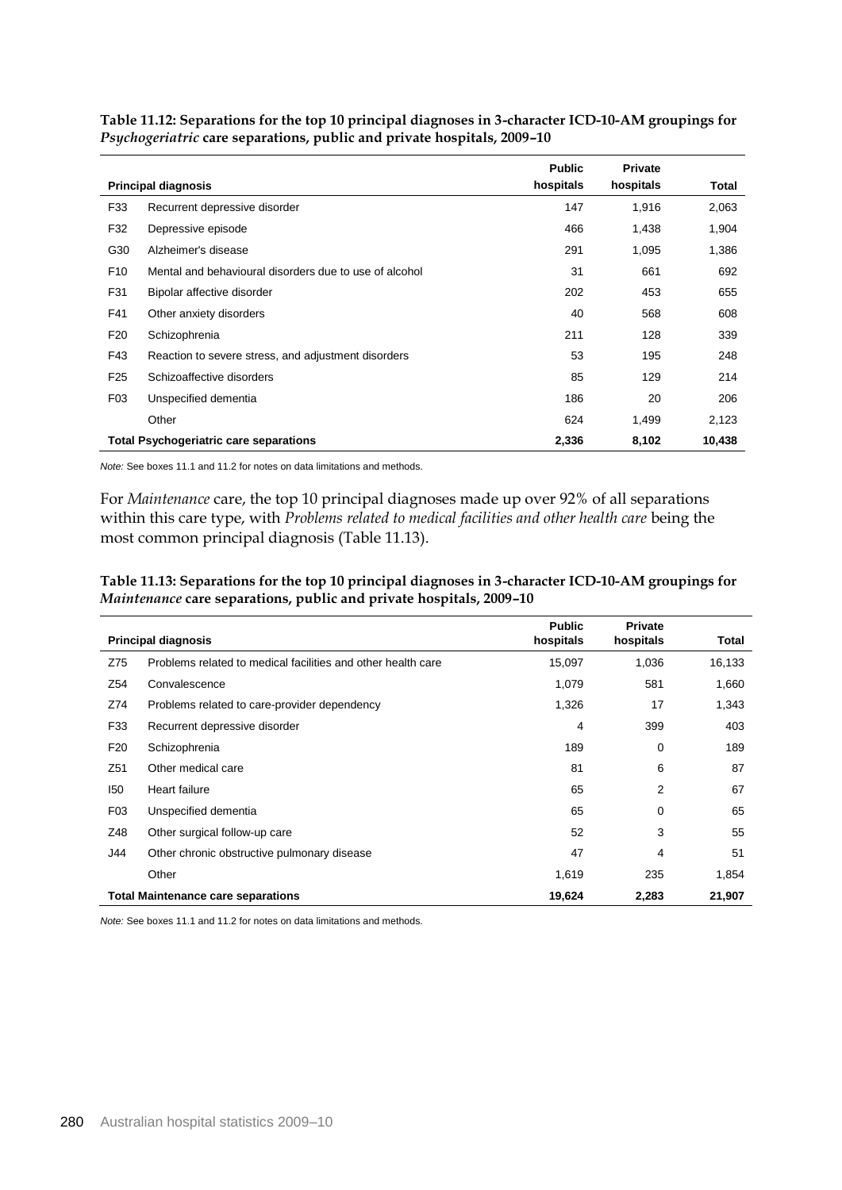**Table 11.12: Separations for the top 10 principal diagnoses in 3-character ICD-10-AM groupings for *Psychogeriatric* care separations, public and private hospitals, 2009–10**

| | Principal diagnosis | Public hospitals | Private hospitals | Total |
|---|---|---|---|---|
| F33 | Recurrent depressive disorder | 147 | 1,916 | 2,063 |
| F32 | Depressive episode | 466 | 1,438 | 1,904 |
| G30 | Alzheimer's disease | 291 | 1,095 | 1,386 |
| F10 | Mental and behavioural disorders due to use of alcohol | 31 | 661 | 692 |
| F31 | Bipolar affective disorder | 202 | 453 | 655 |
| F41 | Other anxiety disorders | 40 | 568 | 608 |
| F20 | Schizophrenia | 211 | 128 | 339 |
| F43 | Reaction to severe stress, and adjustment disorders | 53 | 195 | 248 |
| F25 | Schizoaffective disorders | 85 | 129 | 214 |
| F03 | Unspecified dementia | 186 | 20 | 206 |
| | Other | 624 | 1,499 | 2,123 |
| **Total Psychogeriatric care separations** | | **2,336** | **8,102** | **10,438** |

*Note:* See boxes 11.1 and 11.2 for notes on data limitations and methods.

For *Maintenance* care, the top 10 principal diagnoses made up over 92% of all separations within this care type, with *Problems related to medical facilities and other health care* being the most common principal diagnosis (Table 11.13).

**Table 11.13: Separations for the top 10 principal diagnoses in 3-character ICD-10-AM groupings for *Maintenance* care separations, public and private hospitals, 2009–10**

| | Principal diagnosis | Public hospitals | Private hospitals | Total |
|---|---|---|---|---|
| Z75 | Problems related to medical facilities and other health care | 15,097 | 1,036 | 16,133 |
| Z54 | Convalescence | 1,079 | 581 | 1,660 |
| Z74 | Problems related to care-provider dependency | 1,326 | 17 | 1,343 |
| F33 | Recurrent depressive disorder | 4 | 399 | 403 |
| F20 | Schizophrenia | 189 | 0 | 189 |
| Z51 | Other medical care | 81 | 6 | 87 |
| I50 | Heart failure | 65 | 2 | 67 |
| F03 | Unspecified dementia | 65 | 0 | 65 |
| Z48 | Other surgical follow-up care | 52 | 3 | 55 |
| J44 | Other chronic obstructive pulmonary disease | 47 | 4 | 51 |
| | Other | 1,619 | 235 | 1,854 |
| **Total Maintenance care separations** | | **19,624** | **2,283** | **21,907** |

*Note:* See boxes 11.1 and 11.2 for notes on data limitations and methods.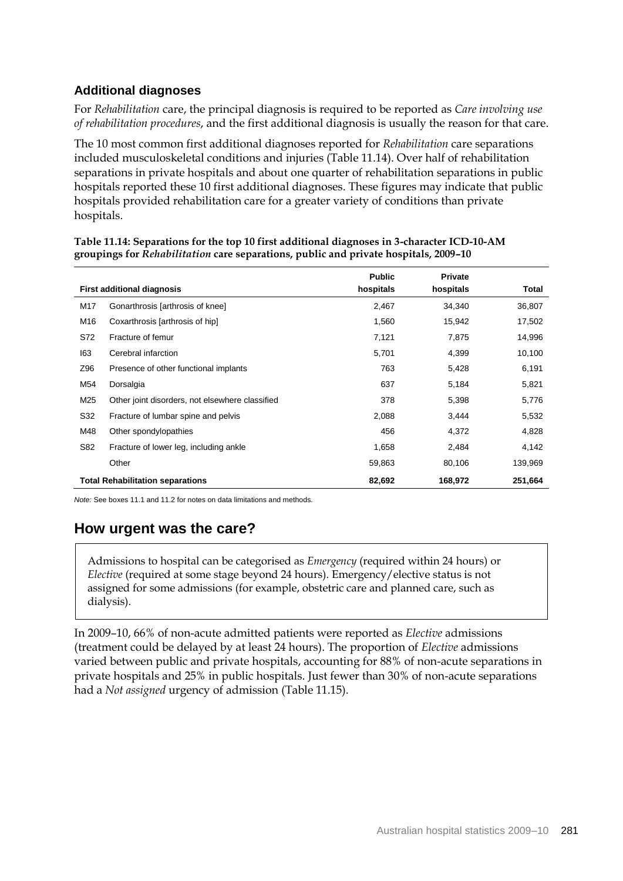### Additional diagnoses

For *Rehabilitation* care, the principal diagnosis is required to be reported as *Care involving use of rehabilitation procedures*, and the first additional diagnosis is usually the reason for that care.

The 10 most common first additional diagnoses reported for *Rehabilitation* care separations included musculoskeletal conditions and injuries (Table 11.14). Over half of rehabilitation separations in private hospitals and about one quarter of rehabilitation separations in public hospitals reported these 10 first additional diagnoses. These figures may indicate that public hospitals provided rehabilitation care for a greater variety of conditions than private hospitals.

**Table 11.14: Separations for the top 10 first additional diagnoses in 3-character ICD-10-AM groupings for *Rehabilitation* care separations, public and private hospitals, 2009–10**

| First additional diagnosis | | Public hospitals | Private hospitals | Total |
|---|---|---|---|---|
| M17 | Gonarthrosis [arthrosis of knee] | 2,467 | 34,340 | 36,807 |
| M16 | Coxarthrosis [arthrosis of hip] | 1,560 | 15,942 | 17,502 |
| S72 | Fracture of femur | 7,121 | 7,875 | 14,996 |
| I63 | Cerebral infarction | 5,701 | 4,399 | 10,100 |
| Z96 | Presence of other functional implants | 763 | 5,428 | 6,191 |
| M54 | Dorsalgia | 637 | 5,184 | 5,821 |
| M25 | Other joint disorders, not elsewhere classified | 378 | 5,398 | 5,776 |
| S32 | Fracture of lumbar spine and pelvis | 2,088 | 3,444 | 5,532 |
| M48 | Other spondylopathies | 456 | 4,372 | 4,828 |
| S82 | Fracture of lower leg, including ankle | 1,658 | 2,484 | 4,142 |
| | Other | 59,863 | 80,106 | 139,969 |
| **Total Rehabilitation separations** | | **82,692** | **168,972** | **251,664** |

*Note:* See boxes 11.1 and 11.2 for notes on data limitations and methods.

## How urgent was the care?

Admissions to hospital can be categorised as *Emergency* (required within 24 hours) or *Elective* (required at some stage beyond 24 hours). Emergency/elective status is not assigned for some admissions (for example, obstetric care and planned care, such as dialysis).

In 2009–10, 66% of non-acute admitted patients were reported as *Elective* admissions (treatment could be delayed by at least 24 hours). The proportion of *Elective* admissions varied between public and private hospitals, accounting for 88% of non-acute separations in private hospitals and 25% in public hospitals. Just fewer than 30% of non-acute separations had a *Not assigned* urgency of admission (Table 11.15).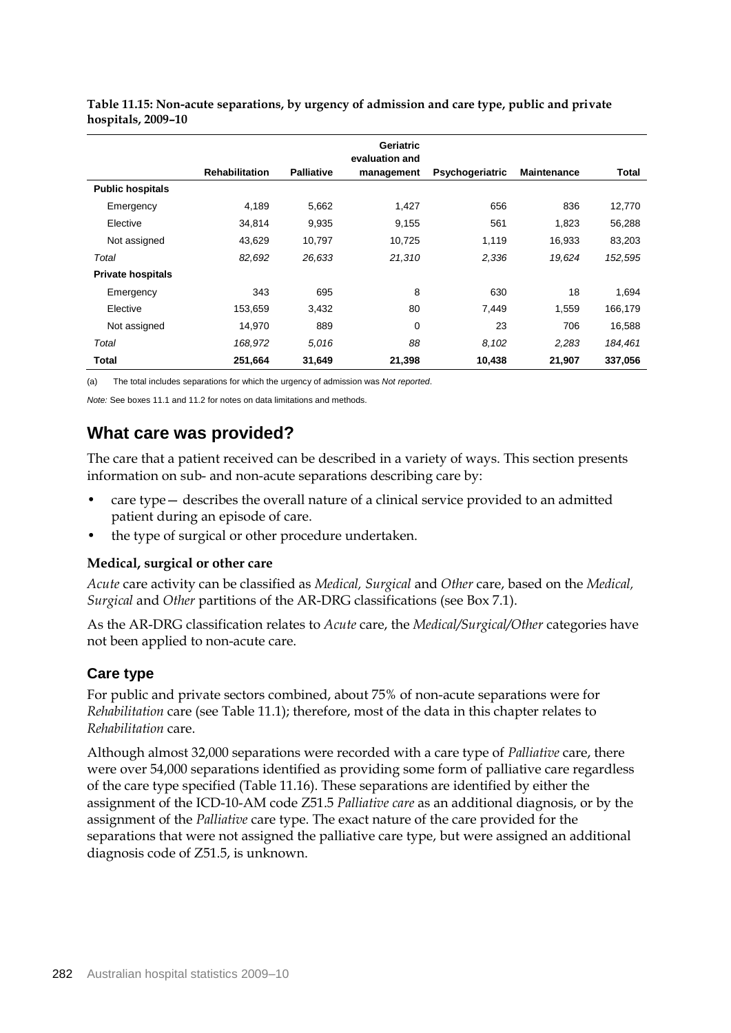**Table 11.15: Non-acute separations, by urgency of admission and care type, public and private hospitals, 2009–10**

| | Rehabilitation | Palliative | Geriatric evaluation and management | Psychogeriatric | Maintenance | Total |
|---|---|---|---|---|---|---|
| **Public hospitals** | | | | | | |
| Emergency | 4,189 | 5,662 | 1,427 | 656 | 836 | 12,770 |
| Elective | 34,814 | 9,935 | 9,155 | 561 | 1,823 | 56,288 |
| Not assigned | 43,629 | 10,797 | 10,725 | 1,119 | 16,933 | 83,203 |
| *Total* | *82,692* | *26,633* | *21,310* | *2,336* | *19,624* | *152,595* |
| **Private hospitals** | | | | | | |
| Emergency | 343 | 695 | 8 | 630 | 18 | 1,694 |
| Elective | 153,659 | 3,432 | 80 | 7,449 | 1,559 | 166,179 |
| Not assigned | 14,970 | 889 | 0 | 23 | 706 | 16,588 |
| *Total* | *168,972* | *5,016* | *88* | *8,102* | *2,283* | *184,461* |
| **Total** | **251,664** | **31,649** | **21,398** | **10,438** | **21,907** | **337,056** |

(a) The total includes separations for which the urgency of admission was *Not reported*.

*Note:* See boxes 11.1 and 11.2 for notes on data limitations and methods.

## What care was provided?

The care that a patient received can be described in a variety of ways. This section presents information on sub- and non-acute separations describing care by:

- care type— describes the overall nature of a clinical service provided to an admitted patient during an episode of care.
- the type of surgical or other procedure undertaken.

**Medical, surgical or other care**

*Acute* care activity can be classified as *Medical, Surgical* and *Other* care, based on the *Medical, Surgical* and *Other* partitions of the AR-DRG classifications (see Box 7.1).

As the AR-DRG classification relates to *Acute* care, the *Medical/Surgical/Other* categories have not been applied to non-acute care.

### Care type

For public and private sectors combined, about 75% of non-acute separations were for *Rehabilitation* care (see Table 11.1); therefore, most of the data in this chapter relates to *Rehabilitation* care.

Although almost 32,000 separations were recorded with a care type of *Palliative* care, there were over 54,000 separations identified as providing some form of palliative care regardless of the care type specified (Table 11.16). These separations are identified by either the assignment of the ICD-10-AM code Z51.5 *Palliative care* as an additional diagnosis, or by the assignment of the *Palliative* care type. The exact nature of the care provided for the separations that were not assigned the palliative care type, but were assigned an additional diagnosis code of Z51.5, is unknown.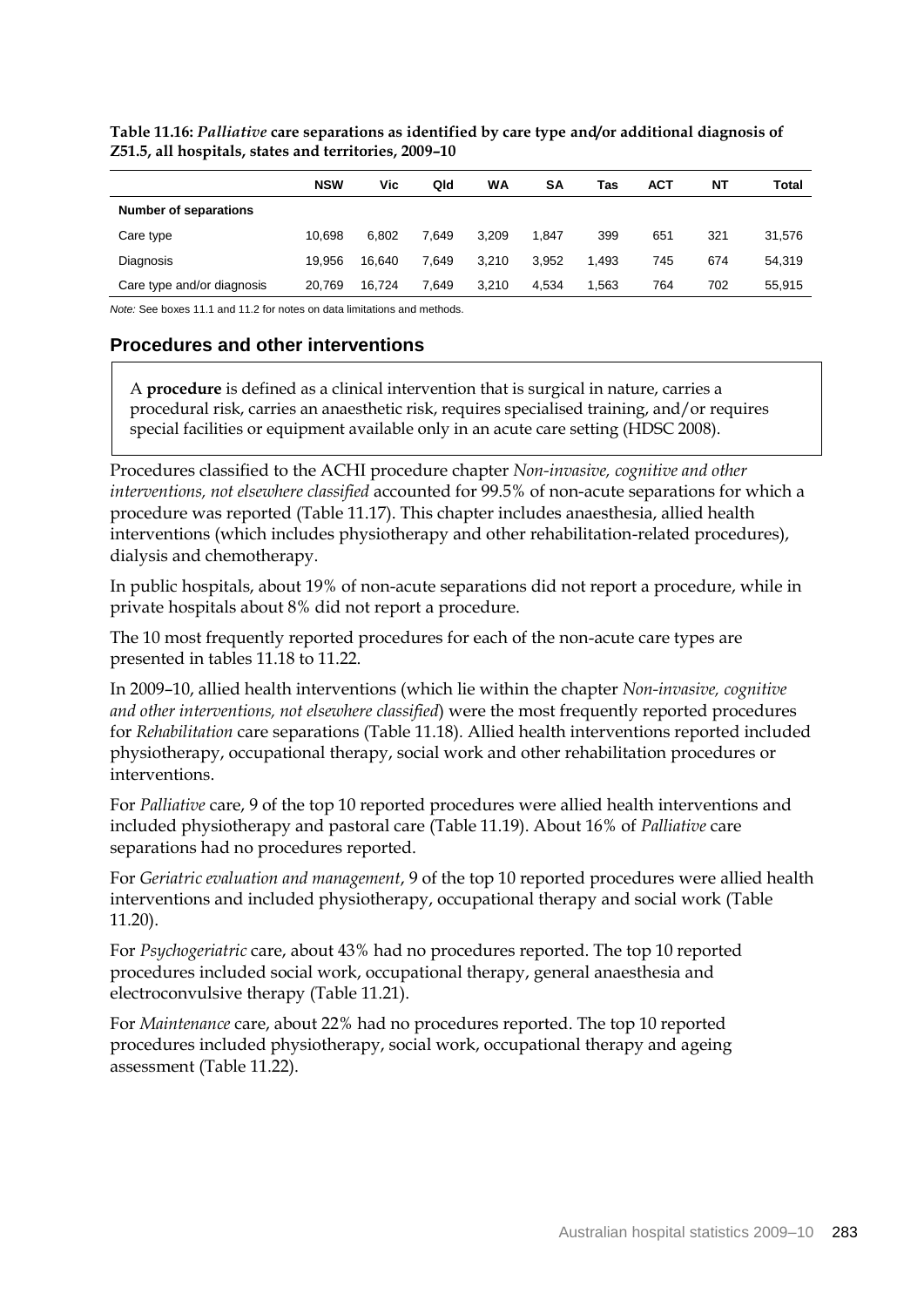**Table 11.16: *Palliative* care separations as identified by care type and/or additional diagnosis of Z51.5, all hospitals, states and territories, 2009–10**

| | NSW | Vic | Qld | WA | SA | Tas | ACT | NT | Total |
|---|---|---|---|---|---|---|---|---|---|
| **Number of separations** | | | | | | | | | |
| Care type | 10,698 | 6,802 | 7,649 | 3,209 | 1,847 | 399 | 651 | 321 | 31,576 |
| Diagnosis | 19,956 | 16,640 | 7,649 | 3,210 | 3,952 | 1,493 | 745 | 674 | 54,319 |
| Care type and/or diagnosis | 20,769 | 16,724 | 7,649 | 3,210 | 4,534 | 1,563 | 764 | 702 | 55,915 |

*Note:* See boxes 11.1 and 11.2 for notes on data limitations and methods.

## Procedures and other interventions

A **procedure** is defined as a clinical intervention that is surgical in nature, carries a procedural risk, carries an anaesthetic risk, requires specialised training, and/or requires special facilities or equipment available only in an acute care setting (HDSC 2008).

Procedures classified to the ACHI procedure chapter *Non-invasive, cognitive and other interventions, not elsewhere classified* accounted for 99.5% of non-acute separations for which a procedure was reported (Table 11.17). This chapter includes anaesthesia, allied health interventions (which includes physiotherapy and other rehabilitation-related procedures), dialysis and chemotherapy.

In public hospitals, about 19% of non-acute separations did not report a procedure, while in private hospitals about 8% did not report a procedure.

The 10 most frequently reported procedures for each of the non-acute care types are presented in tables 11.18 to 11.22.

In 2009–10, allied health interventions (which lie within the chapter *Non-invasive, cognitive and other interventions, not elsewhere classified*) were the most frequently reported procedures for *Rehabilitation* care separations (Table 11.18). Allied health interventions reported included physiotherapy, occupational therapy, social work and other rehabilitation procedures or interventions.

For *Palliative* care, 9 of the top 10 reported procedures were allied health interventions and included physiotherapy and pastoral care (Table 11.19). About 16% of *Palliative* care separations had no procedures reported.

For *Geriatric evaluation and management*, 9 of the top 10 reported procedures were allied health interventions and included physiotherapy, occupational therapy and social work (Table 11.20).

For *Psychogeriatric* care, about 43% had no procedures reported. The top 10 reported procedures included social work, occupational therapy, general anaesthesia and electroconvulsive therapy (Table 11.21).

For *Maintenance* care, about 22% had no procedures reported. The top 10 reported procedures included physiotherapy, social work, occupational therapy and ageing assessment (Table 11.22).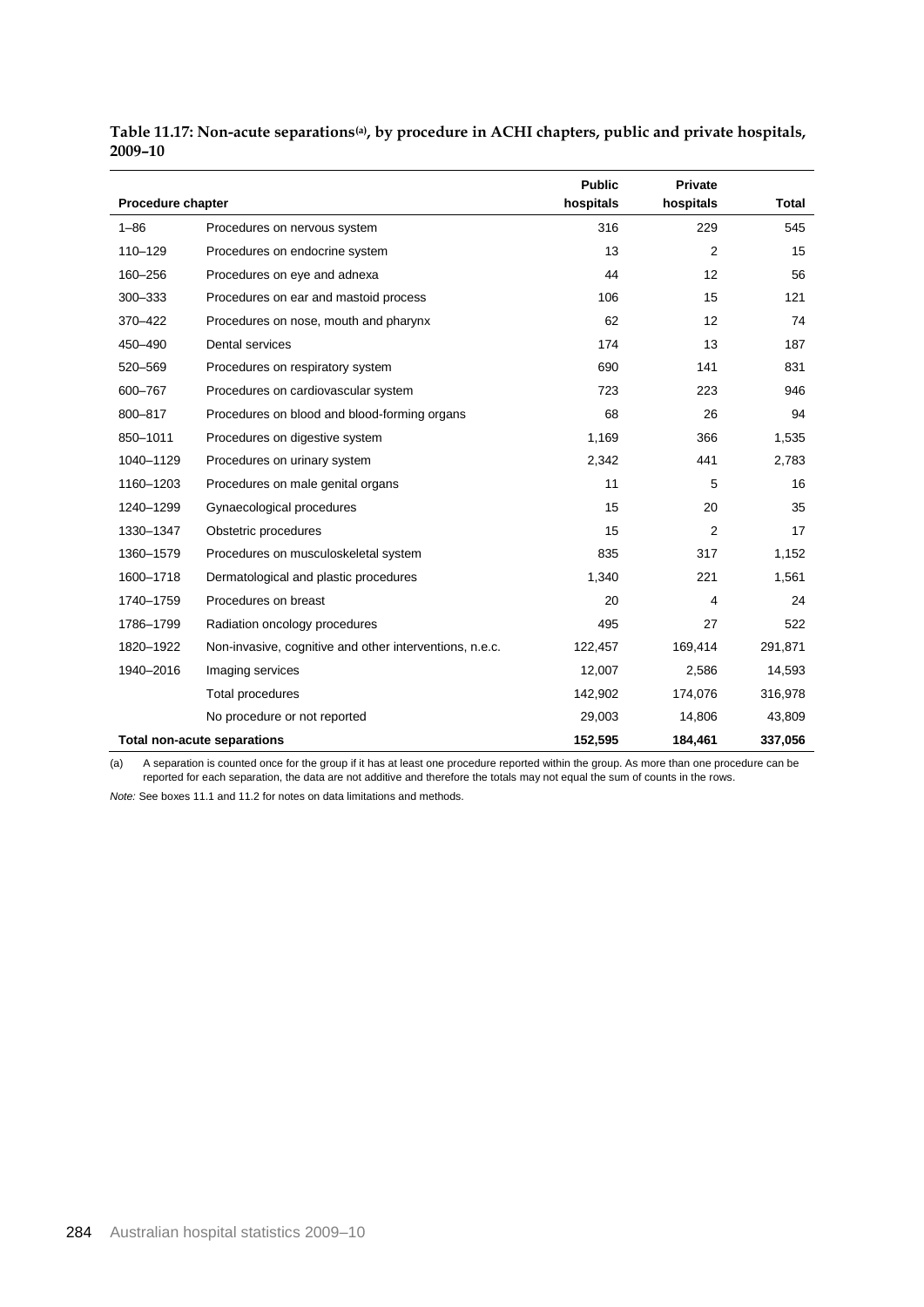**Table 11.17: Non-acute separations[(a)], by procedure in ACHI chapters, public and private hospitals, 2009–10**

| Procedure chapter | | Public hospitals | Private hospitals | Total |
|---|---|---|---|---|
| 1–86 | Procedures on nervous system | 316 | 229 | 545 |
| 110–129 | Procedures on endocrine system | 13 | 2 | 15 |
| 160–256 | Procedures on eye and adnexa | 44 | 12 | 56 |
| 300–333 | Procedures on ear and mastoid process | 106 | 15 | 121 |
| 370–422 | Procedures on nose, mouth and pharynx | 62 | 12 | 74 |
| 450–490 | Dental services | 174 | 13 | 187 |
| 520–569 | Procedures on respiratory system | 690 | 141 | 831 |
| 600–767 | Procedures on cardiovascular system | 723 | 223 | 946 |
| 800–817 | Procedures on blood and blood-forming organs | 68 | 26 | 94 |
| 850–1011 | Procedures on digestive system | 1,169 | 366 | 1,535 |
| 1040–1129 | Procedures on urinary system | 2,342 | 441 | 2,783 |
| 1160–1203 | Procedures on male genital organs | 11 | 5 | 16 |
| 1240–1299 | Gynaecological procedures | 15 | 20 | 35 |
| 1330–1347 | Obstetric procedures | 15 | 2 | 17 |
| 1360–1579 | Procedures on musculoskeletal system | 835 | 317 | 1,152 |
| 1600–1718 | Dermatological and plastic procedures | 1,340 | 221 | 1,561 |
| 1740–1759 | Procedures on breast | 20 | 4 | 24 |
| 1786–1799 | Radiation oncology procedures | 495 | 27 | 522 |
| 1820–1922 | Non-invasive, cognitive and other interventions, n.e.c. | 122,457 | 169,414 | 291,871 |
| 1940–2016 | Imaging services | 12,007 | 2,586 | 14,593 |
| | Total procedures | 142,902 | 174,076 | 316,978 |
| | No procedure or not reported | 29,003 | 14,806 | 43,809 |
| **Total non-acute separations** | | **152,595** | **184,461** | **337,056** |

(a) A separation is counted once for the group if it has at least one procedure reported within the group. As more than one procedure can be reported for each separation, the data are not additive and therefore the totals may not equal the sum of counts in the rows.

*Note:* See boxes 11.1 and 11.2 for notes on data limitations and methods.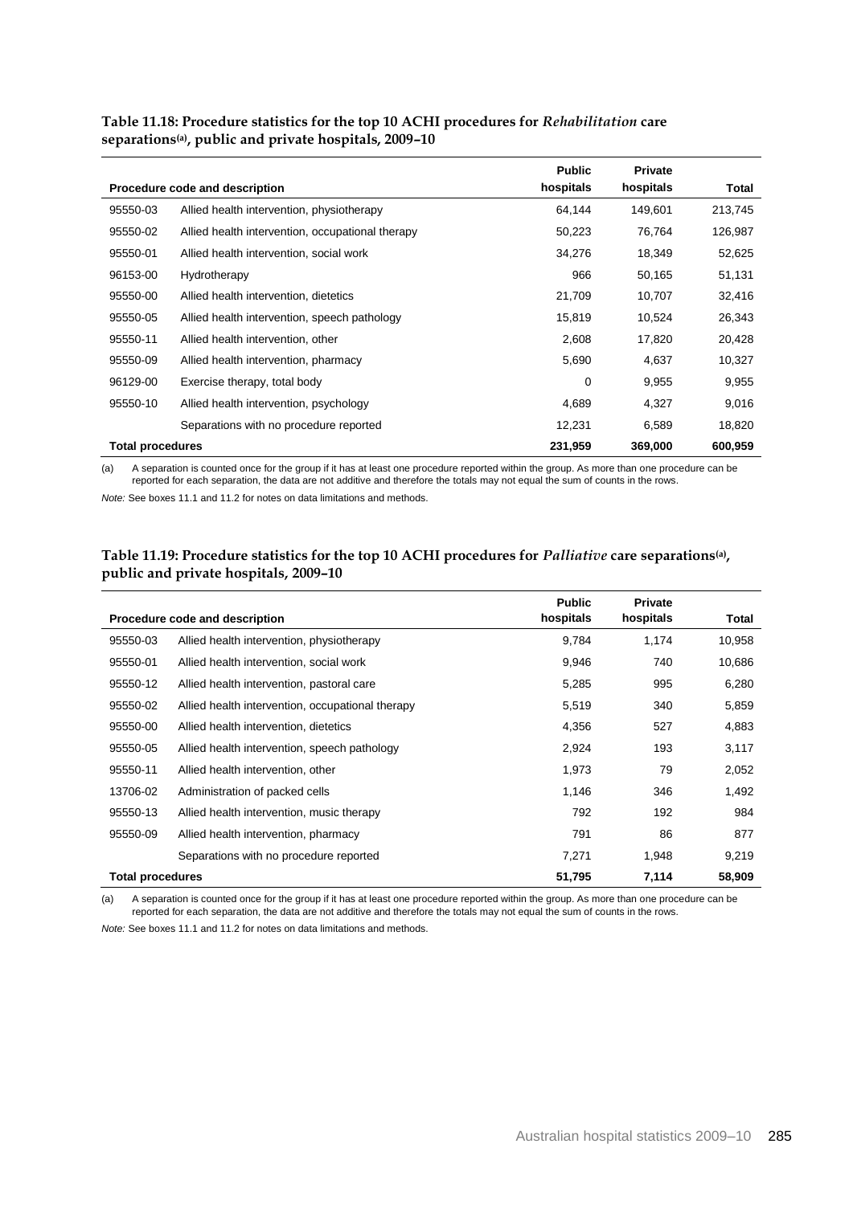**Table 11.18: Procedure statistics for the top 10 ACHI procedures for *Rehabilitation* care separations[(a)], public and private hospitals, 2009–10**

| Procedure code and description | | Public hospitals | Private hospitals | Total |
|---|---|---|---|---|
| 95550-03 | Allied health intervention, physiotherapy | 64,144 | 149,601 | 213,745 |
| 95550-02 | Allied health intervention, occupational therapy | 50,223 | 76,764 | 126,987 |
| 95550-01 | Allied health intervention, social work | 34,276 | 18,349 | 52,625 |
| 96153-00 | Hydrotherapy | 966 | 50,165 | 51,131 |
| 95550-00 | Allied health intervention, dietetics | 21,709 | 10,707 | 32,416 |
| 95550-05 | Allied health intervention, speech pathology | 15,819 | 10,524 | 26,343 |
| 95550-11 | Allied health intervention, other | 2,608 | 17,820 | 20,428 |
| 95550-09 | Allied health intervention, pharmacy | 5,690 | 4,637 | 10,327 |
| 96129-00 | Exercise therapy, total body | 0 | 9,955 | 9,955 |
| 95550-10 | Allied health intervention, psychology | 4,689 | 4,327 | 9,016 |
| | Separations with no procedure reported | 12,231 | 6,589 | 18,820 |
| **Total procedures** | | **231,959** | **369,000** | **600,959** |

(a) A separation is counted once for the group if it has at least one procedure reported within the group. As more than one procedure can be reported for each separation, the data are not additive and therefore the totals may not equal the sum of counts in the rows.

*Note:* See boxes 11.1 and 11.2 for notes on data limitations and methods.

**Table 11.19: Procedure statistics for the top 10 ACHI procedures for *Palliative* care separations[(a)], public and private hospitals, 2009–10**

| Procedure code and description | | Public hospitals | Private hospitals | Total |
|---|---|---|---|---|
| 95550-03 | Allied health intervention, physiotherapy | 9,784 | 1,174 | 10,958 |
| 95550-01 | Allied health intervention, social work | 9,946 | 740 | 10,686 |
| 95550-12 | Allied health intervention, pastoral care | 5,285 | 995 | 6,280 |
| 95550-02 | Allied health intervention, occupational therapy | 5,519 | 340 | 5,859 |
| 95550-00 | Allied health intervention, dietetics | 4,356 | 527 | 4,883 |
| 95550-05 | Allied health intervention, speech pathology | 2,924 | 193 | 3,117 |
| 95550-11 | Allied health intervention, other | 1,973 | 79 | 2,052 |
| 13706-02 | Administration of packed cells | 1,146 | 346 | 1,492 |
| 95550-13 | Allied health intervention, music therapy | 792 | 192 | 984 |
| 95550-09 | Allied health intervention, pharmacy | 791 | 86 | 877 |
| | Separations with no procedure reported | 7,271 | 1,948 | 9,219 |
| **Total procedures** | | **51,795** | **7,114** | **58,909** |

(a) A separation is counted once for the group if it has at least one procedure reported within the group. As more than one procedure can be reported for each separation, the data are not additive and therefore the totals may not equal the sum of counts in the rows.

*Note:* See boxes 11.1 and 11.2 for notes on data limitations and methods.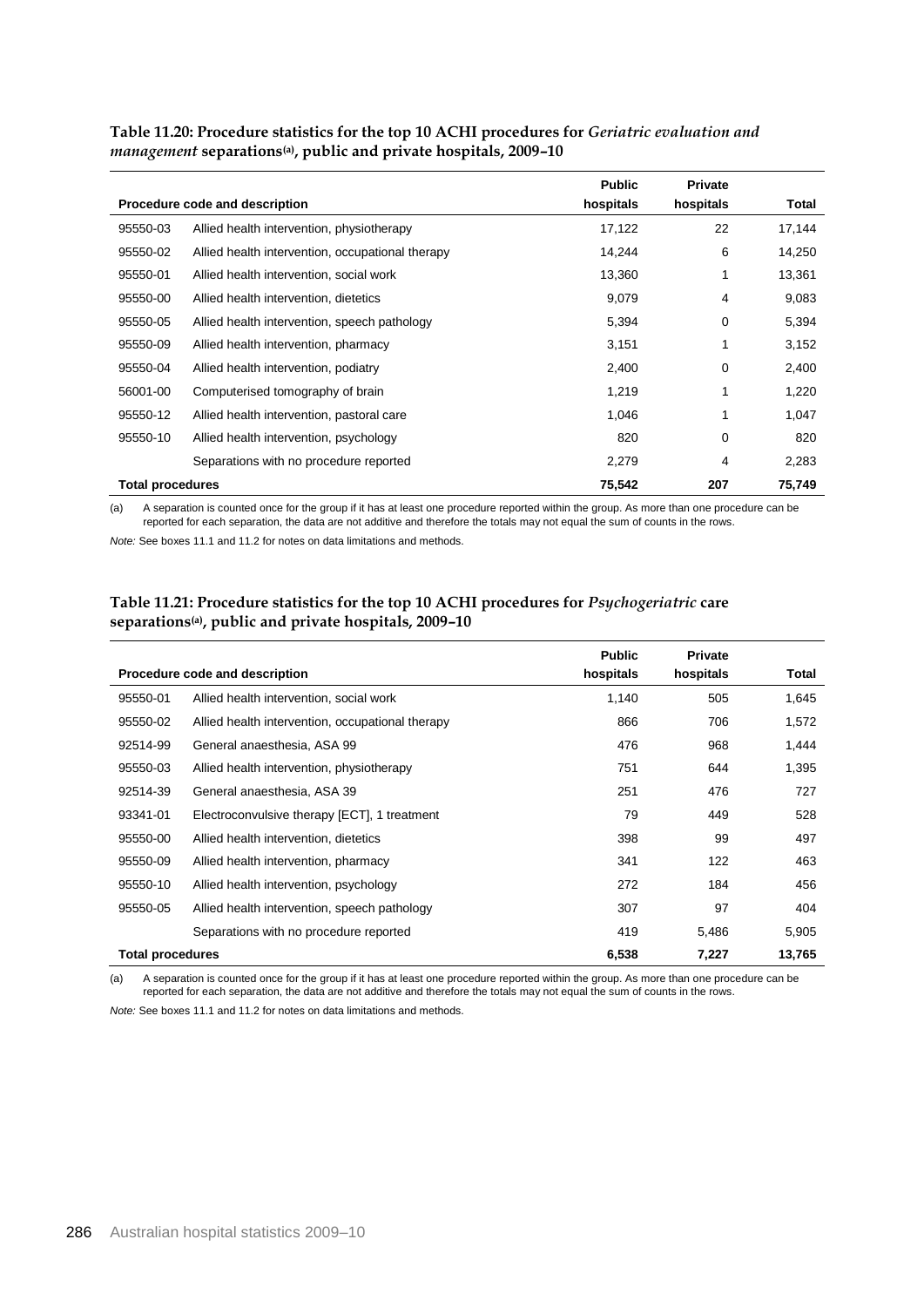**Table 11.20: Procedure statistics for the top 10 ACHI procedures for *Geriatric evaluation and management* separations[(a)], public and private hospitals, 2009–10**

| Procedure code and description | | Public hospitals | Private hospitals | Total |
|---|---|---|---|---|
| 95550-03 | Allied health intervention, physiotherapy | 17,122 | 22 | 17,144 |
| 95550-02 | Allied health intervention, occupational therapy | 14,244 | 6 | 14,250 |
| 95550-01 | Allied health intervention, social work | 13,360 | 1 | 13,361 |
| 95550-00 | Allied health intervention, dietetics | 9,079 | 4 | 9,083 |
| 95550-05 | Allied health intervention, speech pathology | 5,394 | 0 | 5,394 |
| 95550-09 | Allied health intervention, pharmacy | 3,151 | 1 | 3,152 |
| 95550-04 | Allied health intervention, podiatry | 2,400 | 0 | 2,400 |
| 56001-00 | Computerised tomography of brain | 1,219 | 1 | 1,220 |
| 95550-12 | Allied health intervention, pastoral care | 1,046 | 1 | 1,047 |
| 95550-10 | Allied health intervention, psychology | 820 | 0 | 820 |
| | Separations with no procedure reported | 2,279 | 4 | 2,283 |
| **Total procedures** | | **75,542** | **207** | **75,749** |

(a) A separation is counted once for the group if it has at least one procedure reported within the group. As more than one procedure can be reported for each separation, the data are not additive and therefore the totals may not equal the sum of counts in the rows.

*Note:* See boxes 11.1 and 11.2 for notes on data limitations and methods.

**Table 11.21: Procedure statistics for the top 10 ACHI procedures for *Psychogeriatric* care separations[(a)], public and private hospitals, 2009–10**

| Procedure code and description | | Public hospitals | Private hospitals | Total |
|---|---|---|---|---|
| 95550-01 | Allied health intervention, social work | 1,140 | 505 | 1,645 |
| 95550-02 | Allied health intervention, occupational therapy | 866 | 706 | 1,572 |
| 92514-99 | General anaesthesia, ASA 99 | 476 | 968 | 1,444 |
| 95550-03 | Allied health intervention, physiotherapy | 751 | 644 | 1,395 |
| 92514-39 | General anaesthesia, ASA 39 | 251 | 476 | 727 |
| 93341-01 | Electroconvulsive therapy [ECT], 1 treatment | 79 | 449 | 528 |
| 95550-00 | Allied health intervention, dietetics | 398 | 99 | 497 |
| 95550-09 | Allied health intervention, pharmacy | 341 | 122 | 463 |
| 95550-10 | Allied health intervention, psychology | 272 | 184 | 456 |
| 95550-05 | Allied health intervention, speech pathology | 307 | 97 | 404 |
| | Separations with no procedure reported | 419 | 5,486 | 5,905 |
| **Total procedures** | | **6,538** | **7,227** | **13,765** |

(a) A separation is counted once for the group if it has at least one procedure reported within the group. As more than one procedure can be reported for each separation, the data are not additive and therefore the totals may not equal the sum of counts in the rows.

*Note:* See boxes 11.1 and 11.2 for notes on data limitations and methods.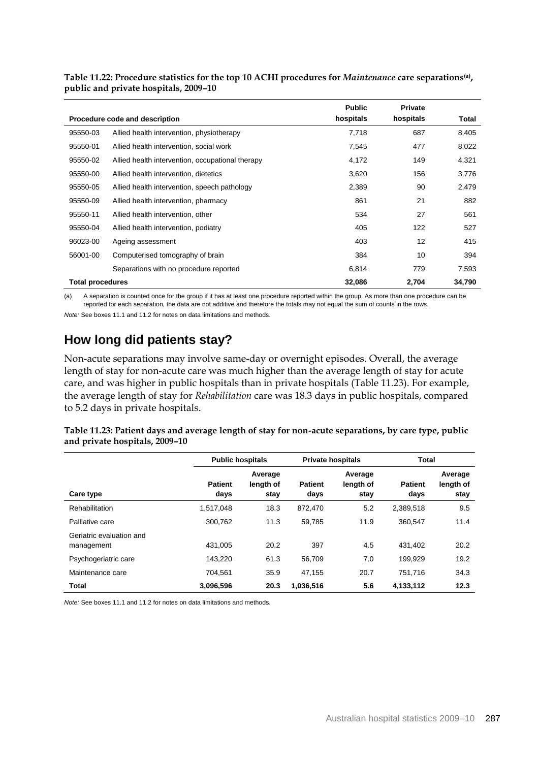**Table 11.22: Procedure statistics for the top 10 ACHI procedures for *Maintenance* care separations[(a)], public and private hospitals, 2009–10**

| Procedure code and description | | Public hospitals | Private hospitals | Total |
|---|---|---|---|---|
| 95550-03 | Allied health intervention, physiotherapy | 7,718 | 687 | 8,405 |
| 95550-01 | Allied health intervention, social work | 7,545 | 477 | 8,022 |
| 95550-02 | Allied health intervention, occupational therapy | 4,172 | 149 | 4,321 |
| 95550-00 | Allied health intervention, dietetics | 3,620 | 156 | 3,776 |
| 95550-05 | Allied health intervention, speech pathology | 2,389 | 90 | 2,479 |
| 95550-09 | Allied health intervention, pharmacy | 861 | 21 | 882 |
| 95550-11 | Allied health intervention, other | 534 | 27 | 561 |
| 95550-04 | Allied health intervention, podiatry | 405 | 122 | 527 |
| 96023-00 | Ageing assessment | 403 | 12 | 415 |
| 56001-00 | Computerised tomography of brain | 384 | 10 | 394 |
| | Separations with no procedure reported | 6,814 | 779 | 7,593 |
| **Total procedures** | | **32,086** | **2,704** | **34,790** |

(a) A separation is counted once for the group if it has at least one procedure reported within the group. As more than one procedure can be reported for each separation, the data are not additive and therefore the totals may not equal the sum of counts in the rows.

*Note:* See boxes 11.1 and 11.2 for notes on data limitations and methods.

## How long did patients stay?

Non-acute separations may involve same-day or overnight episodes. Overall, the average length of stay for non-acute care was much higher than the average length of stay for acute care, and was higher in public hospitals than in private hospitals (Table 11.23). For example, the average length of stay for *Rehabilitation* care was 18.3 days in public hospitals, compared to 5.2 days in private hospitals.

**Table 11.23: Patient days and average length of stay for non-acute separations, by care type, public and private hospitals, 2009–10**

| | Public hospitals | | Private hospitals | | Total | |
|---|---|---|---|---|---|---|
| Care type | Patient days | Average length of stay | Patient days | Average length of stay | Patient days | Average length of stay |
| Rehabilitation | 1,517,048 | 18.3 | 872,470 | 5.2 | 2,389,518 | 9.5 |
| Palliative care | 300,762 | 11.3 | 59,785 | 11.9 | 360,547 | 11.4 |
| Geriatric evaluation and management | 431,005 | 20.2 | 397 | 4.5 | 431,402 | 20.2 |
| Psychogeriatric care | 143,220 | 61.3 | 56,709 | 7.0 | 199,929 | 19.2 |
| Maintenance care | 704,561 | 35.9 | 47,155 | 20.7 | 751,716 | 34.3 |
| **Total** | **3,096,596** | **20.3** | **1,036,516** | **5.6** | **4,133,112** | **12.3** |

*Note:* See boxes 11.1 and 11.2 for notes on data limitations and methods.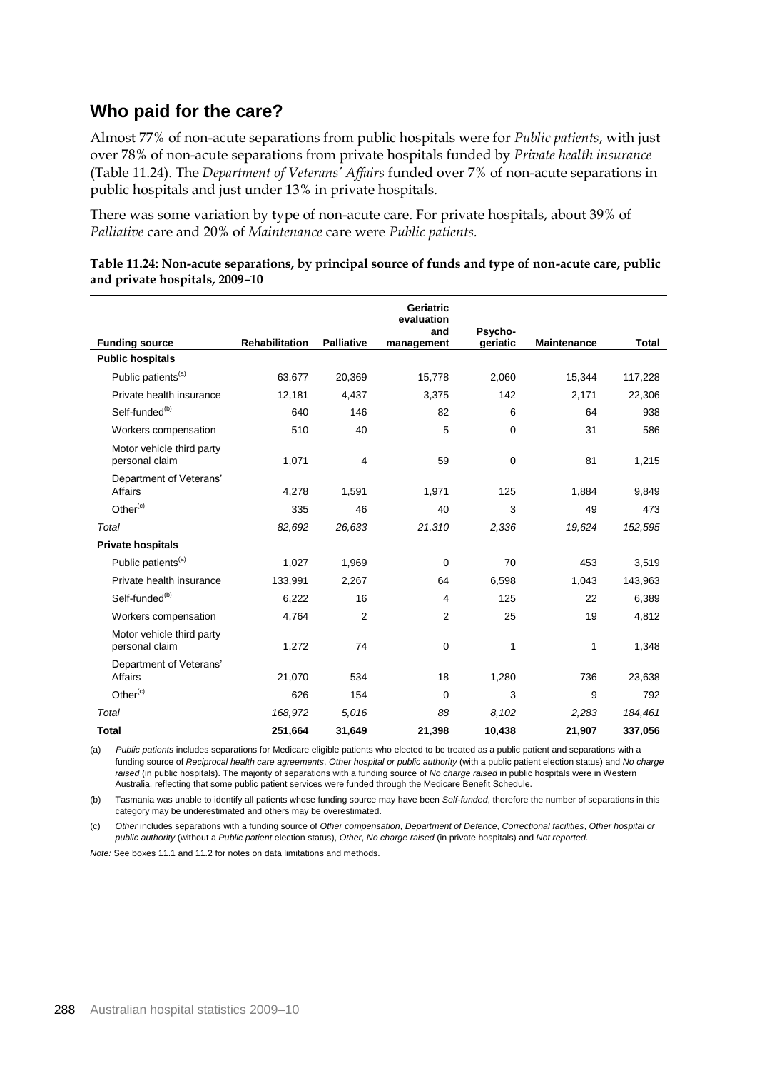## Who paid for the care?

Almost 77% of non-acute separations from public hospitals were for *Public patients*, with just over 78% of non-acute separations from private hospitals funded by *Private health insurance* (Table 11.24). The *Department of Veterans' Affairs* funded over 7% of non-acute separations in public hospitals and just under 13% in private hospitals.

There was some variation by type of non-acute care. For private hospitals, about 39% of *Palliative* care and 20% of *Maintenance* care were *Public patients.*

**Table 11.24: Non-acute separations, by principal source of funds and type of non-acute care, public and private hospitals, 2009–10**

| Funding source | Rehabilitation | Palliative | Geriatric evaluation and management | Psycho-geriatric | Maintenance | Total |
|---|---|---|---|---|---|---|
| **Public hospitals** | | | | | | |
| Public patients[(a)] | 63,677 | 20,369 | 15,778 | 2,060 | 15,344 | 117,228 |
| Private health insurance | 12,181 | 4,437 | 3,375 | 142 | 2,171 | 22,306 |
| Self-funded[(b)] | 640 | 146 | 82 | 6 | 64 | 938 |
| Workers compensation | 510 | 40 | 5 | 0 | 31 | 586 |
| Motor vehicle third party personal claim | 1,071 | 4 | 59 | 0 | 81 | 1,215 |
| Department of Veterans' Affairs | 4,278 | 1,591 | 1,971 | 125 | 1,884 | 9,849 |
| Other[(c)] | 335 | 46 | 40 | 3 | 49 | 473 |
| *Total* | *82,692* | *26,633* | *21,310* | *2,336* | *19,624* | *152,595* |
| **Private hospitals** | | | | | | |
| Public patients[(a)] | 1,027 | 1,969 | 0 | 70 | 453 | 3,519 |
| Private health insurance | 133,991 | 2,267 | 64 | 6,598 | 1,043 | 143,963 |
| Self-funded[(b)] | 6,222 | 16 | 4 | 125 | 22 | 6,389 |
| Workers compensation | 4,764 | 2 | 2 | 25 | 19 | 4,812 |
| Motor vehicle third party personal claim | 1,272 | 74 | 0 | 1 | 1 | 1,348 |
| Department of Veterans' Affairs | 21,070 | 534 | 18 | 1,280 | 736 | 23,638 |
| Other[(c)] | 626 | 154 | 0 | 3 | 9 | 792 |
| *Total* | *168,972* | *5,016* | *88* | *8,102* | *2,283* | *184,461* |
| **Total** | **251,664** | **31,649** | **21,398** | **10,438** | **21,907** | **337,056** |

(a) *Public patients* includes separations for Medicare eligible patients who elected to be treated as a public patient and separations with a funding source of *Reciprocal health care agreements*, *Other hospital or public authority* (with a public patient election status) and *No charge raised* (in public hospitals). The majority of separations with a funding source of *No charge raised* in public hospitals were in Western Australia, reflecting that some public patient services were funded through the Medicare Benefit Schedule.

(b) Tasmania was unable to identify all patients whose funding source may have been *Self-funded*, therefore the number of separations in this category may be underestimated and others may be overestimated.

(c) *Other* includes separations with a funding source of *Other compensation*, *Department of Defence*, *Correctional facilities*, *Other hospital or public authority* (without a *Public patient* election status), *Other*, *No charge raised* (in private hospitals) and *Not reported*.

*Note:* See boxes 11.1 and 11.2 for notes on data limitations and methods.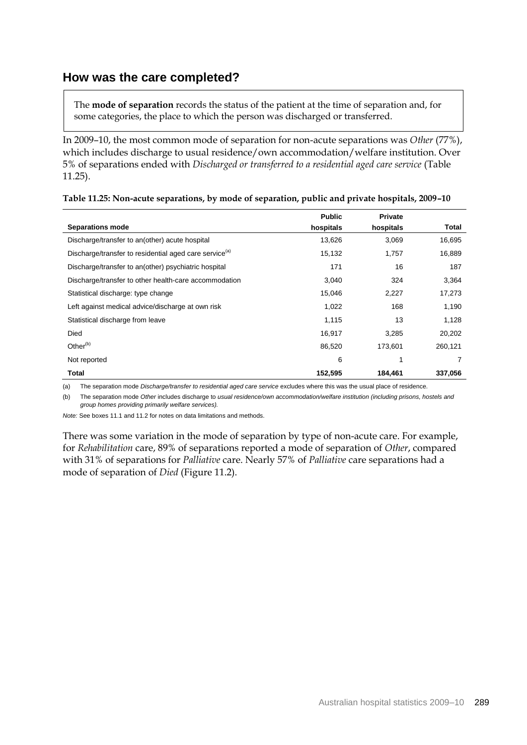## How was the care completed?

> The **mode of separation** records the status of the patient at the time of separation and, for some categories, the place to which the person was discharged or transferred.

In 2009–10, the most common mode of separation for non-acute separations was *Other* (77%), which includes discharge to usual residence/own accommodation/welfare institution. Over 5% of separations ended with *Discharged or transferred to a residential aged care service* (Table 11.25).

**Table 11.25: Non-acute separations, by mode of separation, public and private hospitals, 2009–10**

| Separations mode | Public hospitals | Private hospitals | Total |
|---|---|---|---|
| Discharge/transfer to an(other) acute hospital | 13,626 | 3,069 | 16,695 |
| Discharge/transfer to residential aged care service[(a)] | 15,132 | 1,757 | 16,889 |
| Discharge/transfer to an(other) psychiatric hospital | 171 | 16 | 187 |
| Discharge/transfer to other health-care accommodation | 3,040 | 324 | 3,364 |
| Statistical discharge: type change | 15,046 | 2,227 | 17,273 |
| Left against medical advice/discharge at own risk | 1,022 | 168 | 1,190 |
| Statistical discharge from leave | 1,115 | 13 | 1,128 |
| Died | 16,917 | 3,285 | 20,202 |
| Other[(b)] | 86,520 | 173,601 | 260,121 |
| Not reported | 6 | 1 | 7 |
| **Total** | **152,595** | **184,461** | **337,056** |

(a) The separation mode *Discharge/transfer to residential aged care service* excludes where this was the usual place of residence.

(b) The separation mode *Other* includes discharge to *usual residence/own accommodation/welfare institution (including prisons, hostels and group homes providing primarily welfare services).*

*Note:* See boxes 11.1 and 11.2 for notes on data limitations and methods.

There was some variation in the mode of separation by type of non-acute care. For example, for *Rehabilitation* care, 89% of separations reported a mode of separation of *Other*, compared with 31% of separations for *Palliative* care. Nearly 57% of *Palliative* care separations had a mode of separation of *Died* (Figure 11.2).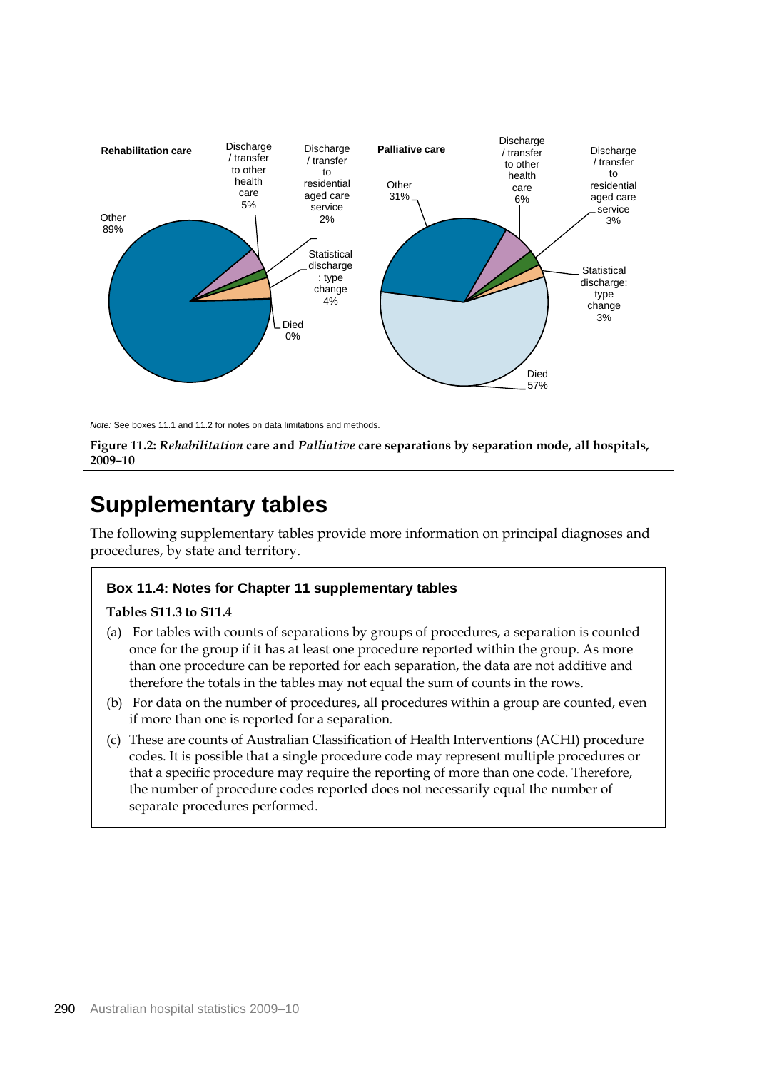**Rehabilitation care**

- Other 89%
- Discharge / transfer to other health care 5%
- Discharge / transfer to residential aged care service 2%
- Statistical discharge : type change 4%
- Died 0%

**Palliative care**

- Other 31%
- Discharge / transfer to other health care 6%
- Discharge / transfer to residential aged care service 3%
- Statistical discharge: type change 3%
- Died 57%

*Note:* See boxes 11.1 and 11.2 for notes on data limitations and methods.

**Figure 11.2:** ***Rehabilitation*** **care and** ***Palliative*** **care separations by separation mode, all hospitals, 2009–10**

# Supplementary tables

The following supplementary tables provide more information on principal diagnoses and procedures, by state and territory.

### Box 11.4: Notes for Chapter 11 supplementary tables

**Tables S11.3 to S11.4**

(a) For tables with counts of separations by groups of procedures, a separation is counted once for the group if it has at least one procedure reported within the group. As more than one procedure can be reported for each separation, the data are not additive and therefore the totals in the tables may not equal the sum of counts in the rows.

(b) For data on the number of procedures, all procedures within a group are counted, even if more than one is reported for a separation.

(c) These are counts of Australian Classification of Health Interventions (ACHI) procedure codes. It is possible that a single procedure code may represent multiple procedures or that a specific procedure may require the reporting of more than one code. Therefore, the number of procedure codes reported does not necessarily equal the number of separate procedures performed.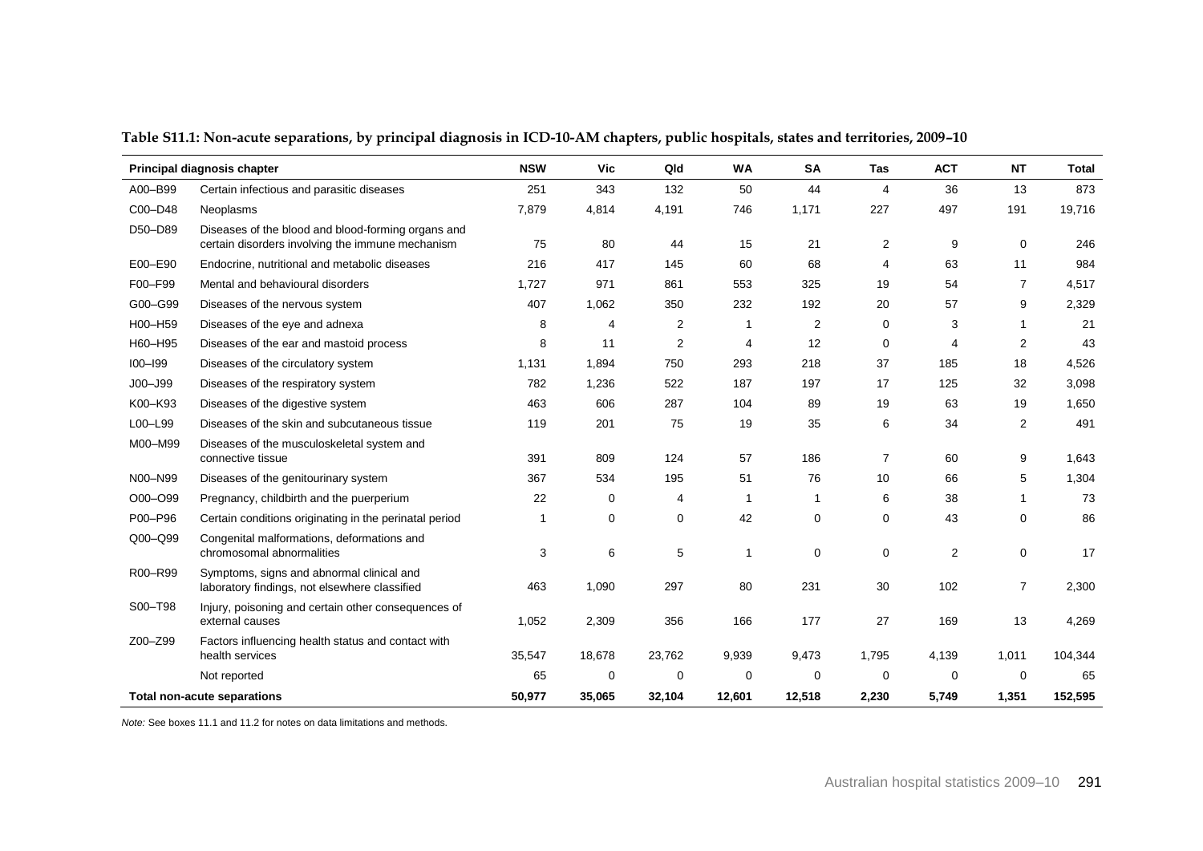**Table S11.1: Non-acute separations, by principal diagnosis in ICD-10-AM chapters, public hospitals, states and territories, 2009–10**

| Principal diagnosis chapter | | NSW | Vic | Qld | WA | SA | Tas | ACT | NT | Total |
|---|---|---|---|---|---|---|---|---|---|---|
| A00–B99 | Certain infectious and parasitic diseases | 251 | 343 | 132 | 50 | 44 | 4 | 36 | 13 | 873 |
| C00–D48 | Neoplasms | 7,879 | 4,814 | 4,191 | 746 | 1,171 | 227 | 497 | 191 | 19,716 |
| D50–D89 | Diseases of the blood and blood-forming organs and certain disorders involving the immune mechanism | 75 | 80 | 44 | 15 | 21 | 2 | 9 | 0 | 246 |
| E00–E90 | Endocrine, nutritional and metabolic diseases | 216 | 417 | 145 | 60 | 68 | 4 | 63 | 11 | 984 |
| F00–F99 | Mental and behavioural disorders | 1,727 | 971 | 861 | 553 | 325 | 19 | 54 | 7 | 4,517 |
| G00–G99 | Diseases of the nervous system | 407 | 1,062 | 350 | 232 | 192 | 20 | 57 | 9 | 2,329 |
| H00–H59 | Diseases of the eye and adnexa | 8 | 4 | 2 | 1 | 2 | 0 | 3 | 1 | 21 |
| H60–H95 | Diseases of the ear and mastoid process | 8 | 11 | 2 | 4 | 12 | 0 | 4 | 2 | 43 |
| I00–I99 | Diseases of the circulatory system | 1,131 | 1,894 | 750 | 293 | 218 | 37 | 185 | 18 | 4,526 |
| J00–J99 | Diseases of the respiratory system | 782 | 1,236 | 522 | 187 | 197 | 17 | 125 | 32 | 3,098 |
| K00–K93 | Diseases of the digestive system | 463 | 606 | 287 | 104 | 89 | 19 | 63 | 19 | 1,650 |
| L00–L99 | Diseases of the skin and subcutaneous tissue | 119 | 201 | 75 | 19 | 35 | 6 | 34 | 2 | 491 |
| M00–M99 | Diseases of the musculoskeletal system and connective tissue | 391 | 809 | 124 | 57 | 186 | 7 | 60 | 9 | 1,643 |
| N00–N99 | Diseases of the genitourinary system | 367 | 534 | 195 | 51 | 76 | 10 | 66 | 5 | 1,304 |
| O00–O99 | Pregnancy, childbirth and the puerperium | 22 | 0 | 4 | 1 | 1 | 6 | 38 | 1 | 73 |
| P00–P96 | Certain conditions originating in the perinatal period | 1 | 0 | 0 | 42 | 0 | 0 | 43 | 0 | 86 |
| Q00–Q99 | Congenital malformations, deformations and chromosomal abnormalities | 3 | 6 | 5 | 1 | 0 | 0 | 2 | 0 | 17 |
| R00–R99 | Symptoms, signs and abnormal clinical and laboratory findings, not elsewhere classified | 463 | 1,090 | 297 | 80 | 231 | 30 | 102 | 7 | 2,300 |
| S00–T98 | Injury, poisoning and certain other consequences of external causes | 1,052 | 2,309 | 356 | 166 | 177 | 27 | 169 | 13 | 4,269 |
| Z00–Z99 | Factors influencing health status and contact with health services | 35,547 | 18,678 | 23,762 | 9,939 | 9,473 | 1,795 | 4,139 | 1,011 | 104,344 |
| | Not reported | 65 | 0 | 0 | 0 | 0 | 0 | 0 | 0 | 65 |
| **Total non-acute separations** | | **50,977** | **35,065** | **32,104** | **12,601** | **12,518** | **2,230** | **5,749** | **1,351** | **152,595** |

*Note:* See boxes 11.1 and 11.2 for notes on data limitations and methods.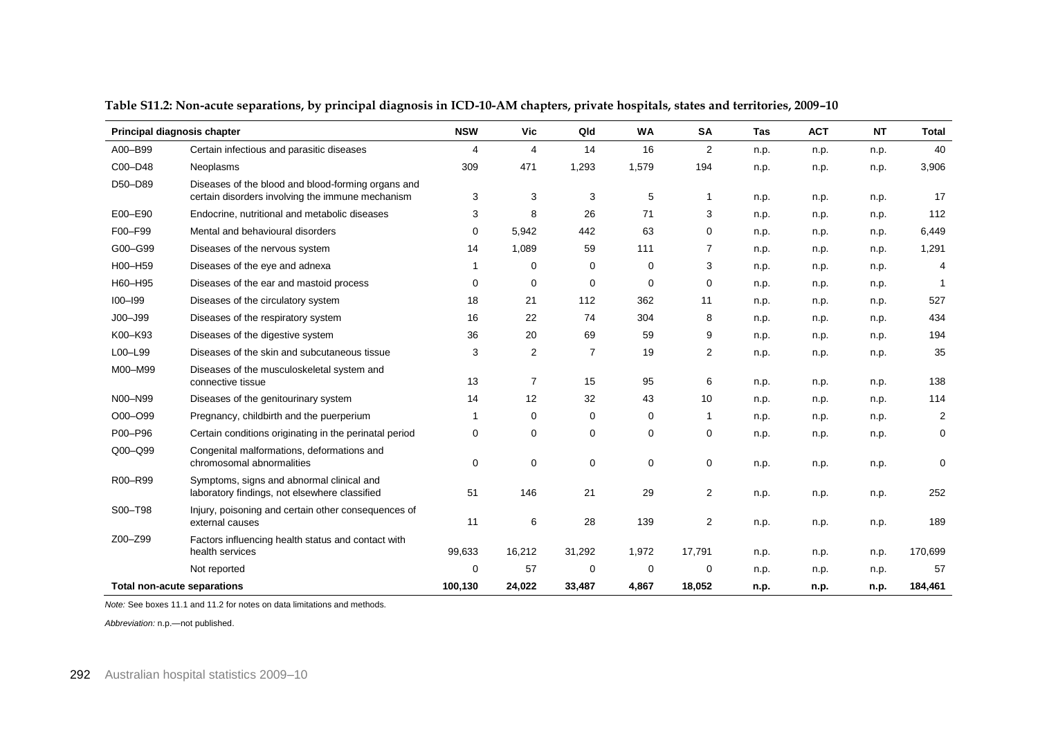**Table S11.2: Non-acute separations, by principal diagnosis in ICD-10-AM chapters, private hospitals, states and territories, 2009–10**

| Principal diagnosis chapter | | NSW | Vic | Qld | WA | SA | Tas | ACT | NT | Total |
|---|---|---|---|---|---|---|---|---|---|---|
| A00–B99 | Certain infectious and parasitic diseases | 4 | 4 | 14 | 16 | 2 | n.p. | n.p. | n.p. | 40 |
| C00–D48 | Neoplasms | 309 | 471 | 1,293 | 1,579 | 194 | n.p. | n.p. | n.p. | 3,906 |
| D50–D89 | Diseases of the blood and blood-forming organs and certain disorders involving the immune mechanism | 3 | 3 | 3 | 5 | 1 | n.p. | n.p. | n.p. | 17 |
| E00–E90 | Endocrine, nutritional and metabolic diseases | 3 | 8 | 26 | 71 | 3 | n.p. | n.p. | n.p. | 112 |
| F00–F99 | Mental and behavioural disorders | 0 | 5,942 | 442 | 63 | 0 | n.p. | n.p. | n.p. | 6,449 |
| G00–G99 | Diseases of the nervous system | 14 | 1,089 | 59 | 111 | 7 | n.p. | n.p. | n.p. | 1,291 |
| H00–H59 | Diseases of the eye and adnexa | 1 | 0 | 0 | 0 | 3 | n.p. | n.p. | n.p. | 4 |
| H60–H95 | Diseases of the ear and mastoid process | 0 | 0 | 0 | 0 | 0 | n.p. | n.p. | n.p. | 1 |
| I00–I99 | Diseases of the circulatory system | 18 | 21 | 112 | 362 | 11 | n.p. | n.p. | n.p. | 527 |
| J00–J99 | Diseases of the respiratory system | 16 | 22 | 74 | 304 | 8 | n.p. | n.p. | n.p. | 434 |
| K00–K93 | Diseases of the digestive system | 36 | 20 | 69 | 59 | 9 | n.p. | n.p. | n.p. | 194 |
| L00–L99 | Diseases of the skin and subcutaneous tissue | 3 | 2 | 7 | 19 | 2 | n.p. | n.p. | n.p. | 35 |
| M00–M99 | Diseases of the musculoskeletal system and connective tissue | 13 | 7 | 15 | 95 | 6 | n.p. | n.p. | n.p. | 138 |
| N00–N99 | Diseases of the genitourinary system | 14 | 12 | 32 | 43 | 10 | n.p. | n.p. | n.p. | 114 |
| O00–O99 | Pregnancy, childbirth and the puerperium | 1 | 0 | 0 | 0 | 1 | n.p. | n.p. | n.p. | 2 |
| P00–P96 | Certain conditions originating in the perinatal period | 0 | 0 | 0 | 0 | 0 | n.p. | n.p. | n.p. | 0 |
| Q00–Q99 | Congenital malformations, deformations and chromosomal abnormalities | 0 | 0 | 0 | 0 | 0 | n.p. | n.p. | n.p. | 0 |
| R00–R99 | Symptoms, signs and abnormal clinical and laboratory findings, not elsewhere classified | 51 | 146 | 21 | 29 | 2 | n.p. | n.p. | n.p. | 252 |
| S00–T98 | Injury, poisoning and certain other consequences of external causes | 11 | 6 | 28 | 139 | 2 | n.p. | n.p. | n.p. | 189 |
| Z00–Z99 | Factors influencing health status and contact with health services | 99,633 | 16,212 | 31,292 | 1,972 | 17,791 | n.p. | n.p. | n.p. | 170,699 |
| | Not reported | 0 | 57 | 0 | 0 | 0 | n.p. | n.p. | n.p. | 57 |
| **Total non-acute separations** | | **100,130** | **24,022** | **33,487** | **4,867** | **18,052** | **n.p.** | **n.p.** | **n.p.** | **184,461** |

*Note:* See boxes 11.1 and 11.2 for notes on data limitations and methods.

*Abbreviation:* n.p.—not published.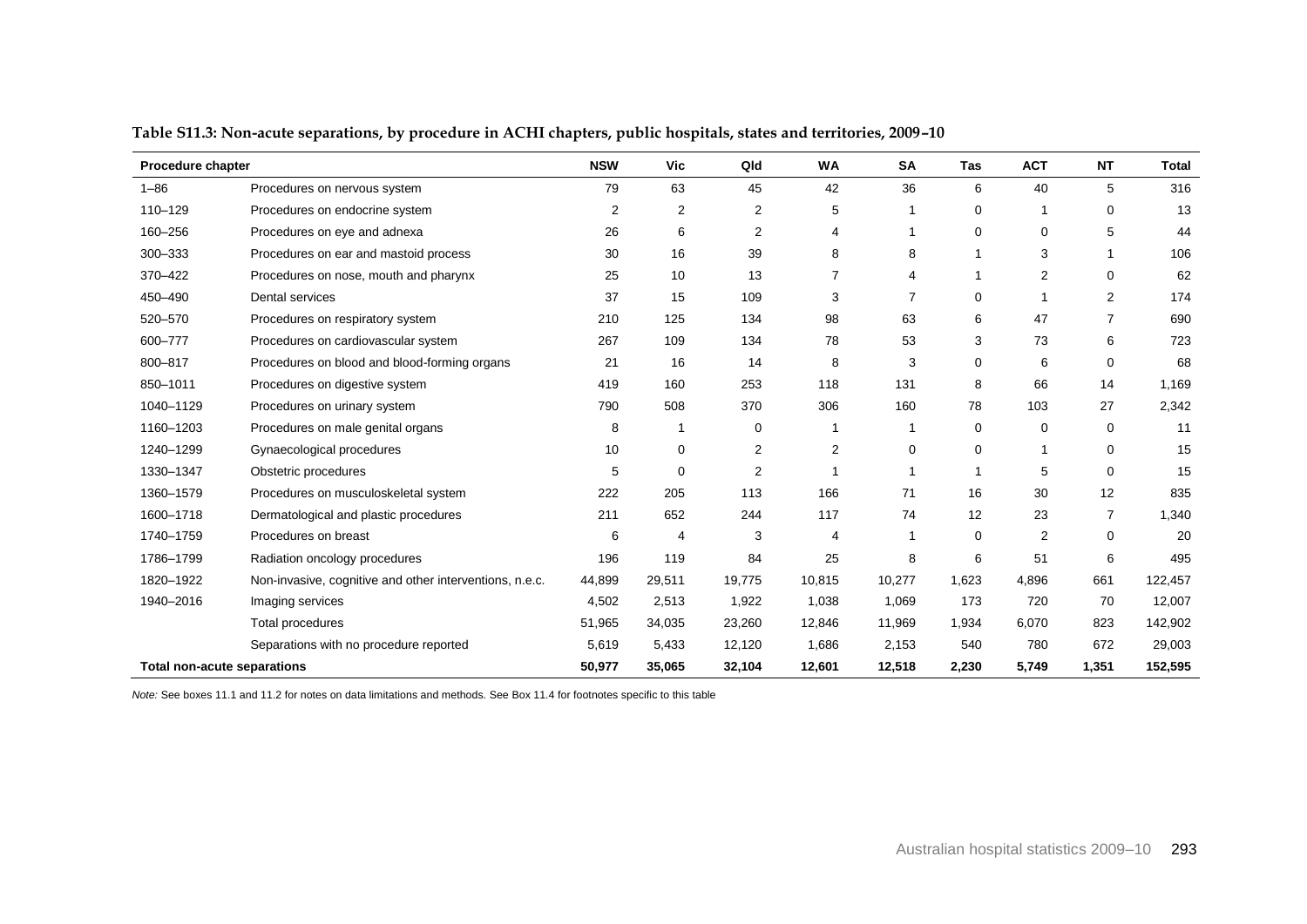**Table S11.3: Non-acute separations, by procedure in ACHI chapters, public hospitals, states and territories, 2009–10**

| Procedure chapter | | NSW | Vic | Qld | WA | SA | Tas | ACT | NT | Total |
|---|---|---|---|---|---|---|---|---|---|---|
| 1–86 | Procedures on nervous system | 79 | 63 | 45 | 42 | 36 | 6 | 40 | 5 | 316 |
| 110–129 | Procedures on endocrine system | 2 | 2 | 2 | 5 | 1 | 0 | 1 | 0 | 13 |
| 160–256 | Procedures on eye and adnexa | 26 | 6 | 2 | 4 | 1 | 0 | 0 | 5 | 44 |
| 300–333 | Procedures on ear and mastoid process | 30 | 16 | 39 | 8 | 8 | 1 | 3 | 1 | 106 |
| 370–422 | Procedures on nose, mouth and pharynx | 25 | 10 | 13 | 7 | 4 | 1 | 2 | 0 | 62 |
| 450–490 | Dental services | 37 | 15 | 109 | 3 | 7 | 0 | 1 | 2 | 174 |
| 520–570 | Procedures on respiratory system | 210 | 125 | 134 | 98 | 63 | 6 | 47 | 7 | 690 |
| 600–777 | Procedures on cardiovascular system | 267 | 109 | 134 | 78 | 53 | 3 | 73 | 6 | 723 |
| 800–817 | Procedures on blood and blood-forming organs | 21 | 16 | 14 | 8 | 3 | 0 | 6 | 0 | 68 |
| 850–1011 | Procedures on digestive system | 419 | 160 | 253 | 118 | 131 | 8 | 66 | 14 | 1,169 |
| 1040–1129 | Procedures on urinary system | 790 | 508 | 370 | 306 | 160 | 78 | 103 | 27 | 2,342 |
| 1160–1203 | Procedures on male genital organs | 8 | 1 | 0 | 1 | 1 | 0 | 0 | 0 | 11 |
| 1240–1299 | Gynaecological procedures | 10 | 0 | 2 | 2 | 0 | 0 | 1 | 0 | 15 |
| 1330–1347 | Obstetric procedures | 5 | 0 | 2 | 1 | 1 | 1 | 5 | 0 | 15 |
| 1360–1579 | Procedures on musculoskeletal system | 222 | 205 | 113 | 166 | 71 | 16 | 30 | 12 | 835 |
| 1600–1718 | Dermatological and plastic procedures | 211 | 652 | 244 | 117 | 74 | 12 | 23 | 7 | 1,340 |
| 1740–1759 | Procedures on breast | 6 | 4 | 3 | 4 | 1 | 0 | 2 | 0 | 20 |
| 1786–1799 | Radiation oncology procedures | 196 | 119 | 84 | 25 | 8 | 6 | 51 | 6 | 495 |
| 1820–1922 | Non-invasive, cognitive and other interventions, n.e.c. | 44,899 | 29,511 | 19,775 | 10,815 | 10,277 | 1,623 | 4,896 | 661 | 122,457 |
| 1940–2016 | Imaging services | 4,502 | 2,513 | 1,922 | 1,038 | 1,069 | 173 | 720 | 70 | 12,007 |
| | Total procedures | 51,965 | 34,035 | 23,260 | 12,846 | 11,969 | 1,934 | 6,070 | 823 | 142,902 |
| | Separations with no procedure reported | 5,619 | 5,433 | 12,120 | 1,686 | 2,153 | 540 | 780 | 672 | 29,003 |
| **Total non-acute separations** | | **50,977** | **35,065** | **32,104** | **12,601** | **12,518** | **2,230** | **5,749** | **1,351** | **152,595** |

*Note:* See boxes 11.1 and 11.2 for notes on data limitations and methods. See Box 11.4 for footnotes specific to this table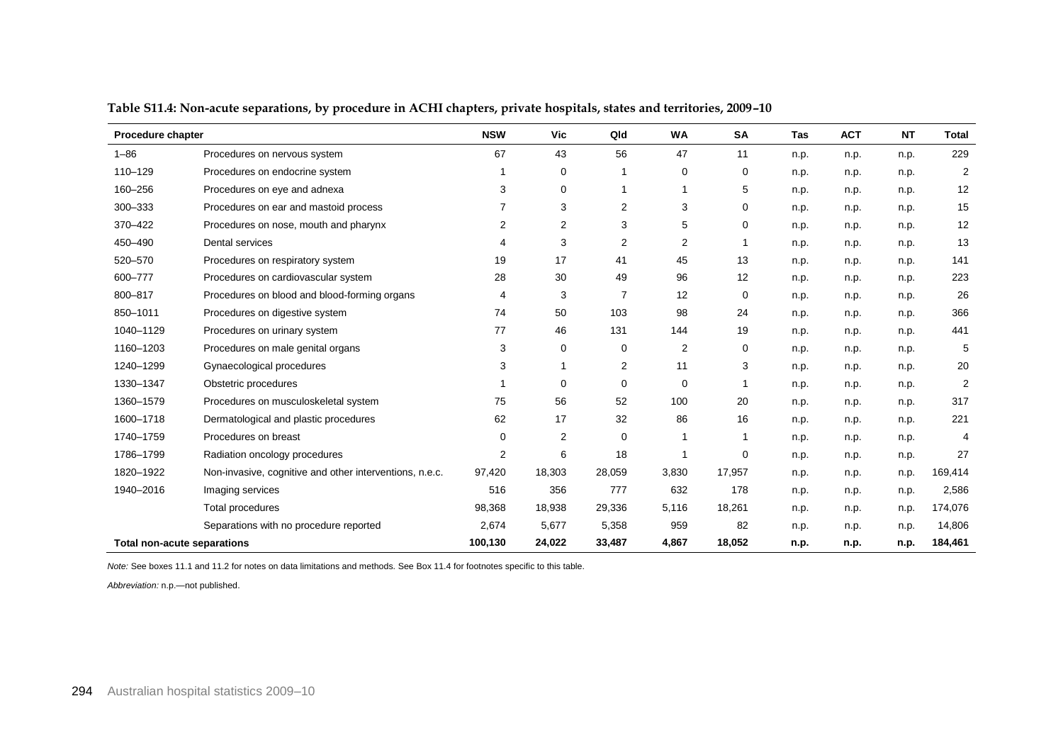**Table S11.4: Non-acute separations, by procedure in ACHI chapters, private hospitals, states and territories, 2009–10**

| Procedure chapter | | NSW | Vic | Qld | WA | SA | Tas | ACT | NT | Total |
|---|---|---|---|---|---|---|---|---|---|---|
| 1–86 | Procedures on nervous system | 67 | 43 | 56 | 47 | 11 | n.p. | n.p. | n.p. | 229 |
| 110–129 | Procedures on endocrine system | 1 | 0 | 1 | 0 | 0 | n.p. | n.p. | n.p. | 2 |
| 160–256 | Procedures on eye and adnexa | 3 | 0 | 1 | 1 | 5 | n.p. | n.p. | n.p. | 12 |
| 300–333 | Procedures on ear and mastoid process | 7 | 3 | 2 | 3 | 0 | n.p. | n.p. | n.p. | 15 |
| 370–422 | Procedures on nose, mouth and pharynx | 2 | 2 | 3 | 5 | 0 | n.p. | n.p. | n.p. | 12 |
| 450–490 | Dental services | 4 | 3 | 2 | 2 | 1 | n.p. | n.p. | n.p. | 13 |
| 520–570 | Procedures on respiratory system | 19 | 17 | 41 | 45 | 13 | n.p. | n.p. | n.p. | 141 |
| 600–777 | Procedures on cardiovascular system | 28 | 30 | 49 | 96 | 12 | n.p. | n.p. | n.p. | 223 |
| 800–817 | Procedures on blood and blood-forming organs | 4 | 3 | 7 | 12 | 0 | n.p. | n.p. | n.p. | 26 |
| 850–1011 | Procedures on digestive system | 74 | 50 | 103 | 98 | 24 | n.p. | n.p. | n.p. | 366 |
| 1040–1129 | Procedures on urinary system | 77 | 46 | 131 | 144 | 19 | n.p. | n.p. | n.p. | 441 |
| 1160–1203 | Procedures on male genital organs | 3 | 0 | 0 | 2 | 0 | n.p. | n.p. | n.p. | 5 |
| 1240–1299 | Gynaecological procedures | 3 | 1 | 2 | 11 | 3 | n.p. | n.p. | n.p. | 20 |
| 1330–1347 | Obstetric procedures | 1 | 0 | 0 | 0 | 1 | n.p. | n.p. | n.p. | 2 |
| 1360–1579 | Procedures on musculoskeletal system | 75 | 56 | 52 | 100 | 20 | n.p. | n.p. | n.p. | 317 |
| 1600–1718 | Dermatological and plastic procedures | 62 | 17 | 32 | 86 | 16 | n.p. | n.p. | n.p. | 221 |
| 1740–1759 | Procedures on breast | 0 | 2 | 0 | 1 | 1 | n.p. | n.p. | n.p. | 4 |
| 1786–1799 | Radiation oncology procedures | 2 | 6 | 18 | 1 | 0 | n.p. | n.p. | n.p. | 27 |
| 1820–1922 | Non-invasive, cognitive and other interventions, n.e.c. | 97,420 | 18,303 | 28,059 | 3,830 | 17,957 | n.p. | n.p. | n.p. | 169,414 |
| 1940–2016 | Imaging services | 516 | 356 | 777 | 632 | 178 | n.p. | n.p. | n.p. | 2,586 |
| | Total procedures | 98,368 | 18,938 | 29,336 | 5,116 | 18,261 | n.p. | n.p. | n.p. | 174,076 |
| | Separations with no procedure reported | 2,674 | 5,677 | 5,358 | 959 | 82 | n.p. | n.p. | n.p. | 14,806 |
| **Total non-acute separations** | | **100,130** | **24,022** | **33,487** | **4,867** | **18,052** | **n.p.** | **n.p.** | **n.p.** | **184,461** |

*Note:* See boxes 11.1 and 11.2 for notes on data limitations and methods. See Box 11.4 for footnotes specific to this table.

*Abbreviation:* n.p.—not published.